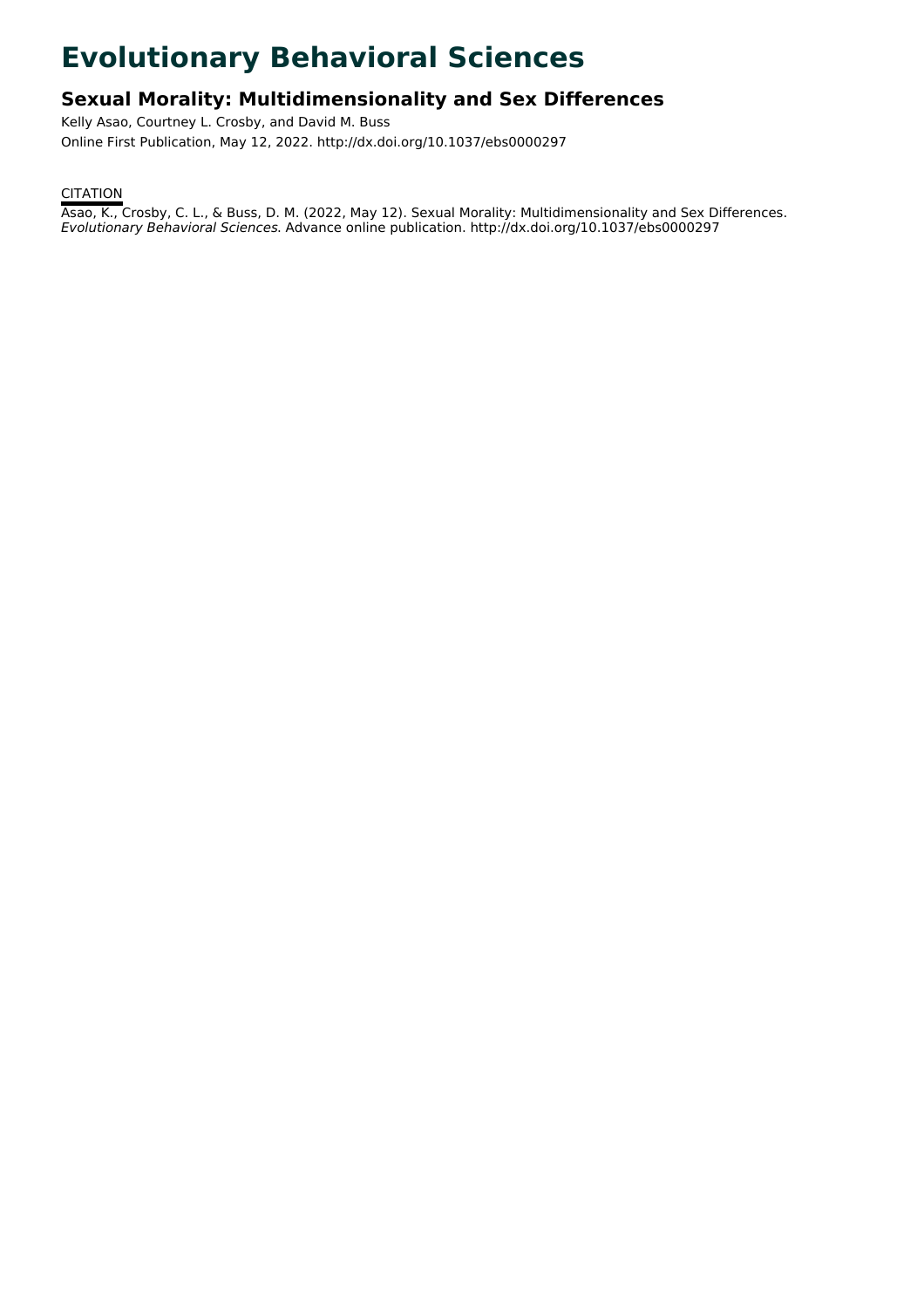# Evolutionary Behavioral Sciences

## Sexual Morality: Multidimensionality and Sex Differences

Kelly Asao, Courtney L. Crosby, and David M. Buss

Online First Publication, May 12, 2022. http://dx.doi.org/10.1037/ebs0000297

CITATION

Asao, K., Crosby, C. L., & Buss, D. M. (2022, May 12). Sexual Morality: Multidimensionality and Sex Differences. *Evolutionary Behavioral Sciences.* Advance online publication. http://dx.doi.org/10.1037/ebs0000297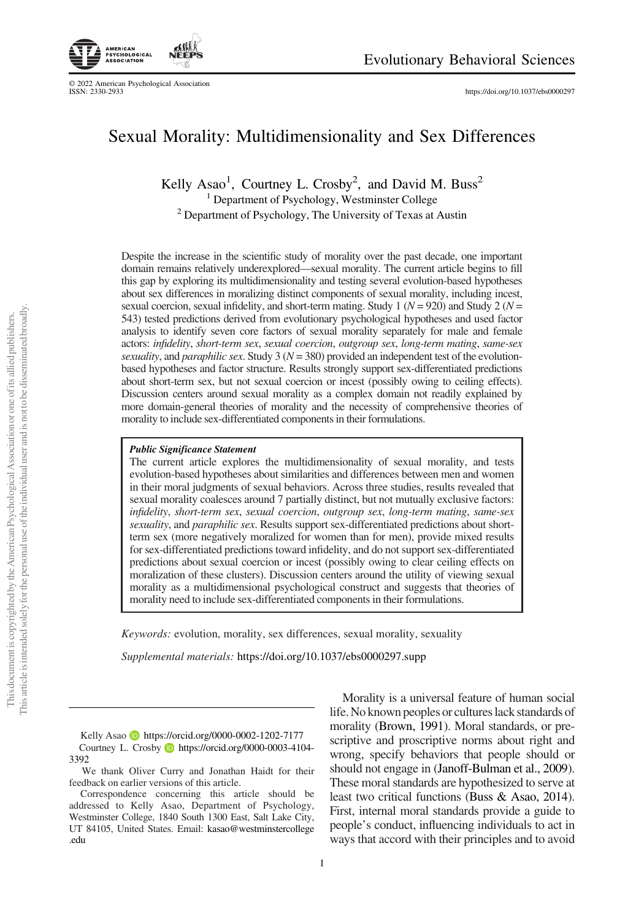# Sexual Morality: Multidimensionality and Sex Differences

Kelly Asao[1], Courtney L. Crosby[2], and David M. Buss[2]

[1] Department of Psychology, Westminster College

[2] Department of Psychology, The University of Texas at Austin

Despite the increase in the scientific study of morality over the past decade, one important domain remains relatively underexplored—sexual morality. The current article begins to fill this gap by exploring its multidimensionality and testing several evolution-based hypotheses about sex differences in moralizing distinct components of sexual morality, including incest, sexual coercion, sexual infidelity, and short-term mating. Study 1 ($N = 920$) and Study 2 ($N = 543$) tested predictions derived from evolutionary psychological hypotheses and used factor analysis to identify seven core factors of sexual morality separately for male and female actors: *infidelity*, *short-term sex*, *sexual coercion*, *outgroup sex*, *long-term mating*, *same-sex sexuality*, and *paraphilic sex*. Study 3 ($N = 380$) provided an independent test of the evolution-based hypotheses and factor structure. Results strongly support sex-differentiated predictions about short-term sex, but not sexual coercion or incest (possibly owing to ceiling effects). Discussion centers around sexual morality as a complex domain not readily explained by more domain-general theories of morality and the necessity of comprehensive theories of morality to include sex-differentiated components in their formulations.

***Public Significance Statement***

The current article explores the multidimensionality of sexual morality, and tests evolution-based hypotheses about similarities and differences between men and women in their moral judgments of sexual behaviors. Across three studies, results revealed that sexual morality coalesces around 7 partially distinct, but not mutually exclusive factors: *infidelity*, *short-term sex*, *sexual coercion*, *outgroup sex*, *long-term mating*, *same-sex sexuality*, and *paraphilic sex*. Results support sex-differentiated predictions about short-term sex (more negatively moralized for women than for men), provide mixed results for sex-differentiated predictions toward infidelity, and do not support sex-differentiated predictions about sexual coercion or incest (possibly owing to clear ceiling effects on moralization of these clusters). Discussion centers around the utility of viewing sexual morality as a multidimensional psychological construct and suggests that theories of morality need to include sex-differentiated components in their formulations.

*Keywords:* evolution, morality, sex differences, sexual morality, sexuality

*Supplemental materials:* https://doi.org/10.1037/ebs0000297.supp

Morality is a universal feature of human social life. No known peoples or cultures lack standards of morality (Brown, 1991). Moral standards, or prescriptive and proscriptive norms about right and wrong, specify behaviors that people should or should not engage in (Janoff-Bulman et al., 2009). These moral standards are hypothesized to serve at least two critical functions (Buss & Asao, 2014). First, internal moral standards provide a guide to people's conduct, influencing individuals to act in ways that accord with their principles and to avoid

---

Kelly Asao https://orcid.org/0000-0002-1202-7177

Courtney L. Crosby https://orcid.org/0000-0003-4104-3392

We thank Oliver Curry and Jonathan Haidt for their feedback on earlier versions of this article.

Correspondence concerning this article should be addressed to Kelly Asao, Department of Psychology, Westminster College, 1840 South 1300 East, Salt Lake City, UT 84105, United States. Email: kasao@westminstercollege.edu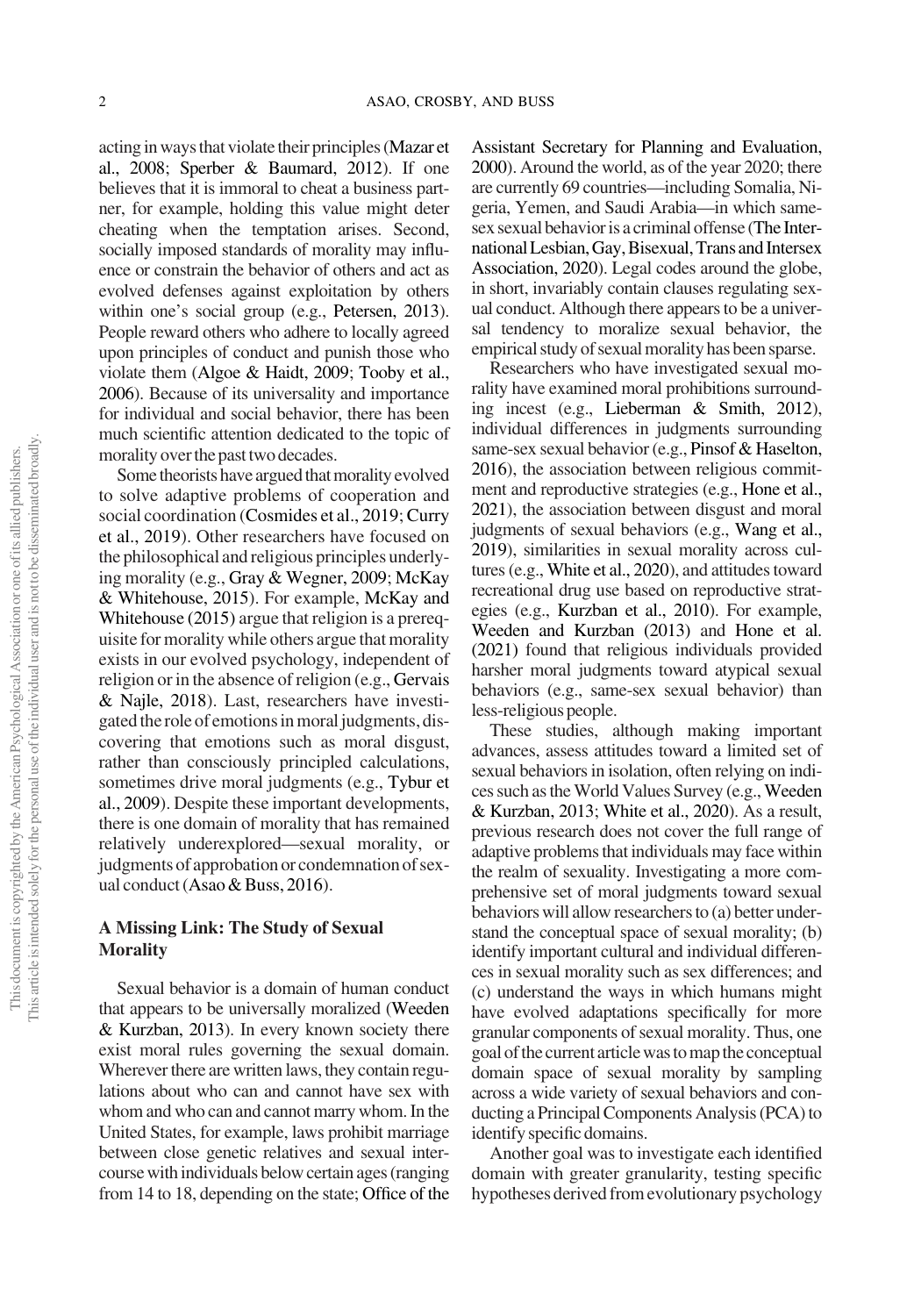acting in ways that violate their principles (Mazar et al., 2008; Sperber & Baumard, 2012). If one believes that it is immoral to cheat a business partner, for example, holding this value might deter cheating when the temptation arises. Second, socially imposed standards of morality may influence or constrain the behavior of others and act as evolved defenses against exploitation by others within one's social group (e.g., Petersen, 2013). People reward others who adhere to locally agreed upon principles of conduct and punish those who violate them (Algoe & Haidt, 2009; Tooby et al., 2006). Because of its universality and importance for individual and social behavior, there has been much scientific attention dedicated to the topic of morality over the past two decades.

Some theorists have argued that morality evolved to solve adaptive problems of cooperation and social coordination (Cosmides et al., 2019; Curry et al., 2019). Other researchers have focused on the philosophical and religious principles underlying morality (e.g., Gray & Wegner, 2009; McKay & Whitehouse, 2015). For example, McKay and Whitehouse (2015) argue that religion is a prerequisite for morality while others argue that morality exists in our evolved psychology, independent of religion or in the absence of religion (e.g., Gervais & Najle, 2018). Last, researchers have investigated the role of emotions in moral judgments, discovering that emotions such as moral disgust, rather than consciously principled calculations, sometimes drive moral judgments (e.g., Tybur et al., 2009). Despite these important developments, there is one domain of morality that has remained relatively underexplored—sexual morality, or judgments of approbation or condemnation of sexual conduct (Asao & Buss, 2016).

## A Missing Link: The Study of Sexual Morality

Sexual behavior is a domain of human conduct that appears to be universally moralized (Weeden & Kurzban, 2013). In every known society there exist moral rules governing the sexual domain. Wherever there are written laws, they contain regulations about who can and cannot have sex with whom and who can and cannot marry whom. In the United States, for example, laws prohibit marriage between close genetic relatives and sexual intercourse with individuals below certain ages (ranging from 14 to 18, depending on the state; Office of the Assistant Secretary for Planning and Evaluation, 2000). Around the world, as of the year 2020; there are currently 69 countries—including Somalia, Nigeria, Yemen, and Saudi Arabia—in which same-sex sexual behavior is a criminal offense (The International Lesbian, Gay, Bisexual, Trans and Intersex Association, 2020). Legal codes around the globe, in short, invariably contain clauses regulating sexual conduct. Although there appears to be a universal tendency to moralize sexual behavior, the empirical study of sexual morality has been sparse.

Researchers who have investigated sexual morality have examined moral prohibitions surrounding incest (e.g., Lieberman & Smith, 2012), individual differences in judgments surrounding same-sex sexual behavior (e.g., Pinsof & Haselton, 2016), the association between religious commitment and reproductive strategies (e.g., Hone et al., 2021), the association between disgust and moral judgments of sexual behaviors (e.g., Wang et al., 2019), similarities in sexual morality across cultures (e.g., White et al., 2020), and attitudes toward recreational drug use based on reproductive strategies (e.g., Kurzban et al., 2010). For example, Weeden and Kurzban (2013) and Hone et al. (2021) found that religious individuals provided harsher moral judgments toward atypical sexual behaviors (e.g., same-sex sexual behavior) than less-religious people.

These studies, although making important advances, assess attitudes toward a limited set of sexual behaviors in isolation, often relying on indices such as the World Values Survey (e.g., Weeden & Kurzban, 2013; White et al., 2020). As a result, previous research does not cover the full range of adaptive problems that individuals may face within the realm of sexuality. Investigating a more comprehensive set of moral judgments toward sexual behaviors will allow researchers to (a) better understand the conceptual space of sexual morality; (b) identify important cultural and individual differences in sexual morality such as sex differences; and (c) understand the ways in which humans might have evolved adaptations specifically for more granular components of sexual morality. Thus, one goal of the current article was to map the conceptual domain space of sexual morality by sampling across a wide variety of sexual behaviors and conducting a Principal Components Analysis (PCA) to identify specific domains.

Another goal was to investigate each identified domain with greater granularity, testing specific hypotheses derived from evolutionary psychology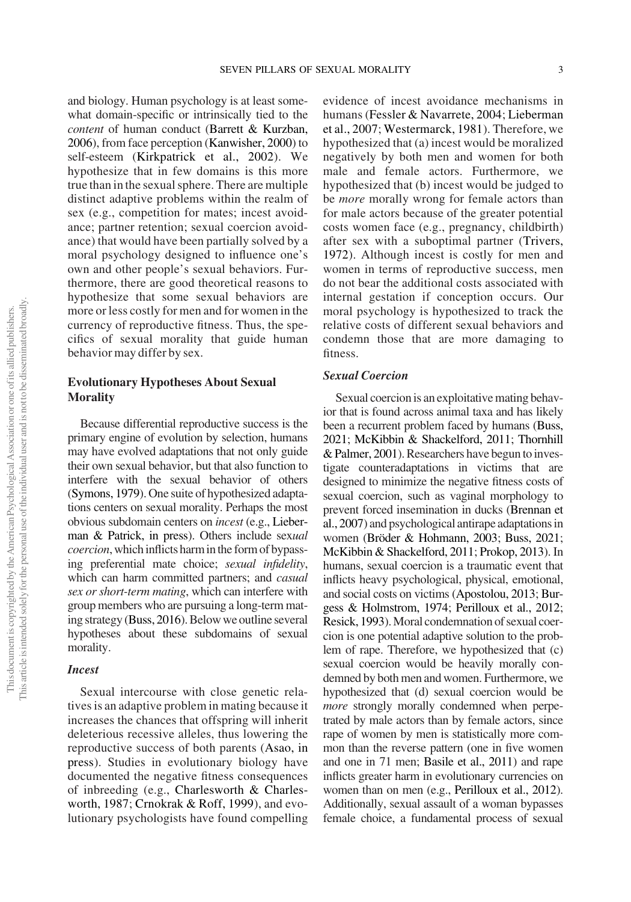and biology. Human psychology is at least somewhat domain-specific or intrinsically tied to the *content* of human conduct (Barrett & Kurzban, 2006), from face perception (Kanwisher, 2000) to self-esteem (Kirkpatrick et al., 2002). We hypothesize that in few domains is this more true than in the sexual sphere. There are multiple distinct adaptive problems within the realm of sex (e.g., competition for mates; incest avoidance; partner retention; sexual coercion avoidance) that would have been partially solved by a moral psychology designed to influence one's own and other people's sexual behaviors. Furthermore, there are good theoretical reasons to hypothesize that some sexual behaviors are more or less costly for men and for women in the currency of reproductive fitness. Thus, the specifics of sexual morality that guide human behavior may differ by sex.

## Evolutionary Hypotheses About Sexual Morality

Because differential reproductive success is the primary engine of evolution by selection, humans may have evolved adaptations that not only guide their own sexual behavior, but that also function to interfere with the sexual behavior of others (Symons, 1979). One suite of hypothesized adaptations centers on sexual morality. Perhaps the most obvious subdomain centers on *incest* (e.g., Lieberman & Patrick, in press). Others include *sexual coercion*, which inflicts harm in the form of bypassing preferential mate choice; *sexual infidelity*, which can harm committed partners; and *casual sex or short-term mating*, which can interfere with group members who are pursuing a long-term mating strategy (Buss, 2016). Below we outline several hypotheses about these subdomains of sexual morality.

### Incest

Sexual intercourse with close genetic relatives is an adaptive problem in mating because it increases the chances that offspring will inherit deleterious recessive alleles, thus lowering the reproductive success of both parents (Asao, in press). Studies in evolutionary biology have documented the negative fitness consequences of inbreeding (e.g., Charlesworth & Charlesworth, 1987; Crnokrak & Roff, 1999), and evolutionary psychologists have found compelling evidence of incest avoidance mechanisms in humans (Fessler & Navarrete, 2004; Lieberman et al., 2007; Westermarck, 1981). Therefore, we hypothesized that (a) incest would be moralized negatively by both men and women for both male and female actors. Furthermore, we hypothesized that (b) incest would be judged to be *more* morally wrong for female actors than for male actors because of the greater potential costs women face (e.g., pregnancy, childbirth) after sex with a suboptimal partner (Trivers, 1972). Although incest is costly for men and women in terms of reproductive success, men do not bear the additional costs associated with internal gestation if conception occurs. Our moral psychology is hypothesized to track the relative costs of different sexual behaviors and condemn those that are more damaging to fitness.

### Sexual Coercion

Sexual coercion is an exploitative mating behavior that is found across animal taxa and has likely been a recurrent problem faced by humans (Buss, 2021; McKibbin & Shackelford, 2011; Thornhill & Palmer, 2001). Researchers have begun to investigate counteradaptations in victims that are designed to minimize the negative fitness costs of sexual coercion, such as vaginal morphology to prevent forced insemination in ducks (Brennan et al., 2007) and psychological antirape adaptations in women (Bröder & Hohmann, 2003; Buss, 2021; McKibbin & Shackelford, 2011; Prokop, 2013). In humans, sexual coercion is a traumatic event that inflicts heavy psychological, physical, emotional, and social costs on victims (Apostolou, 2013; Burgess & Holmstrom, 1974; Perilloux et al., 2012; Resick, 1993). Moral condemnation of sexual coercion is one potential adaptive solution to the problem of rape. Therefore, we hypothesized that (c) sexual coercion would be heavily morally condemned by both men and women. Furthermore, we hypothesized that (d) sexual coercion would be *more* strongly morally condemned when perpetrated by male actors than by female actors, since rape of women by men is statistically more common than the reverse pattern (one in five women and one in 71 men; Basile et al., 2011) and rape inflicts greater harm in evolutionary currencies on women than on men (e.g., Perilloux et al., 2012). Additionally, sexual assault of a woman bypasses female choice, a fundamental process of sexual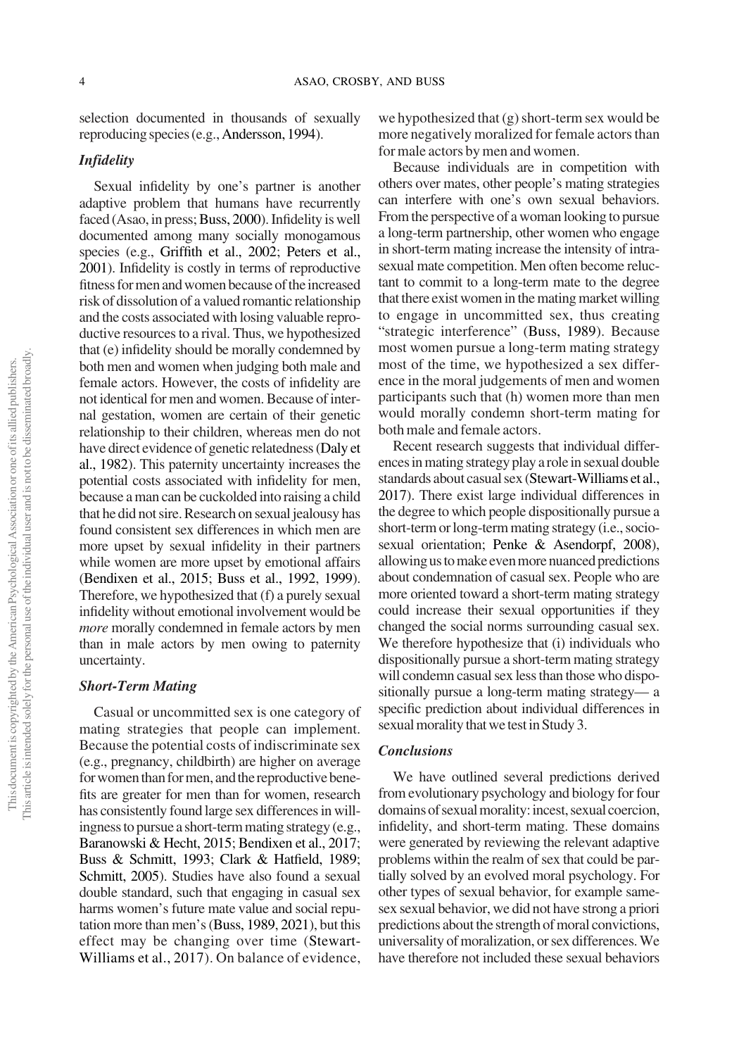selection documented in thousands of sexually reproducing species (e.g., Andersson, 1994).

### *Infidelity*

Sexual infidelity by one's partner is another adaptive problem that humans have recurrently faced (Asao, in press; Buss, 2000). Infidelity is well documented among many socially monogamous species (e.g., Griffith et al., 2002; Peters et al., 2001). Infidelity is costly in terms of reproductive fitness for men and women because of the increased risk of dissolution of a valued romantic relationship and the costs associated with losing valuable reproductive resources to a rival. Thus, we hypothesized that (e) infidelity should be morally condemned by both men and women when judging both male and female actors. However, the costs of infidelity are not identical for men and women. Because of internal gestation, women are certain of their genetic relationship to their children, whereas men do not have direct evidence of genetic relatedness (Daly et al., 1982). This paternity uncertainty increases the potential costs associated with infidelity for men, because a man can be cuckolded into raising a child that he did not sire. Research on sexual jealousy has found consistent sex differences in which men are more upset by sexual infidelity in their partners while women are more upset by emotional affairs (Bendixen et al., 2015; Buss et al., 1992, 1999). Therefore, we hypothesized that (f) a purely sexual infidelity without emotional involvement would be *more* morally condemned in female actors by men than in male actors by men owing to paternity uncertainty.

### *Short-Term Mating*

Casual or uncommitted sex is one category of mating strategies that people can implement. Because the potential costs of indiscriminate sex (e.g., pregnancy, childbirth) are higher on average for women than for men, and the reproductive benefits are greater for men than for women, research has consistently found large sex differences in willingness to pursue a short-term mating strategy (e.g., Baranowski & Hecht, 2015; Bendixen et al., 2017; Buss & Schmitt, 1993; Clark & Hatfield, 1989; Schmitt, 2005). Studies have also found a sexual double standard, such that engaging in casual sex harms women's future mate value and social reputation more than men's (Buss, 1989, 2021), but this effect may be changing over time (Stewart-Williams et al., 2017). On balance of evidence, we hypothesized that (g) short-term sex would be more negatively moralized for female actors than for male actors by men and women.

Because individuals are in competition with others over mates, other people's mating strategies can interfere with one's own sexual behaviors. From the perspective of a woman looking to pursue a long-term partnership, other women who engage in short-term mating increase the intensity of intrasexual mate competition. Men often become reluctant to commit to a long-term mate to the degree that there exist women in the mating market willing to engage in uncommitted sex, thus creating "strategic interference" (Buss, 1989). Because most women pursue a long-term mating strategy most of the time, we hypothesized a sex difference in the moral judgements of men and women participants such that (h) women more than men would morally condemn short-term mating for both male and female actors.

Recent research suggests that individual differences in mating strategy play a role in sexual double standards about casual sex (Stewart-Williams et al., 2017). There exist large individual differences in the degree to which people dispositionally pursue a short-term or long-term mating strategy (i.e., sociosexual orientation; Penke & Asendorpf, 2008), allowing us to make even more nuanced predictions about condemnation of casual sex. People who are more oriented toward a short-term mating strategy could increase their sexual opportunities if they changed the social norms surrounding casual sex. We therefore hypothesize that (i) individuals who dispositionally pursue a short-term mating strategy will condemn casual sex less than those who dispositionally pursue a long-term mating strategy— a specific prediction about individual differences in sexual morality that we test in Study 3.

### *Conclusions*

We have outlined several predictions derived from evolutionary psychology and biology for four domains of sexual morality: incest, sexual coercion, infidelity, and short-term mating. These domains were generated by reviewing the relevant adaptive problems within the realm of sex that could be partially solved by an evolved moral psychology. For other types of sexual behavior, for example same-sex sexual behavior, we did not have strong a priori predictions about the strength of moral convictions, universality of moralization, or sex differences. We have therefore not included these sexual behaviors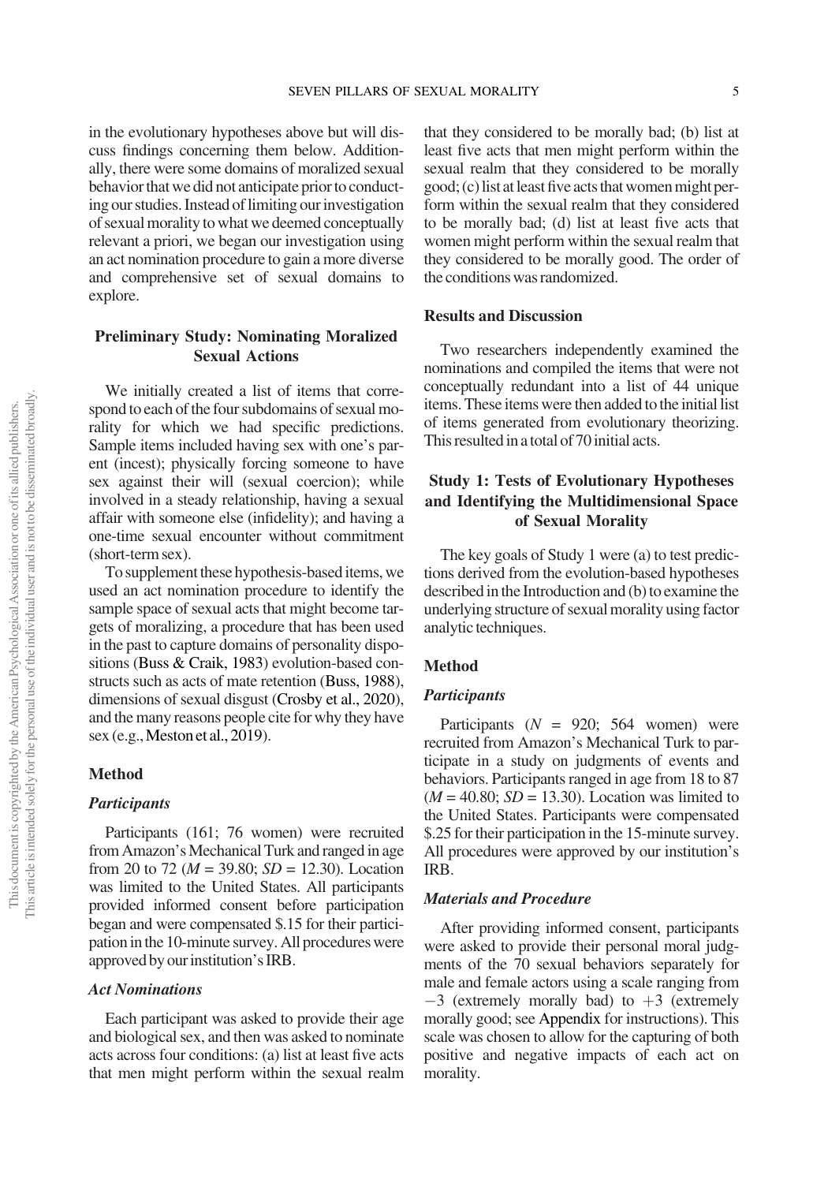in the evolutionary hypotheses above but will discuss findings concerning them below. Additionally, there were some domains of moralized sexual behavior that we did not anticipate prior to conducting our studies. Instead of limiting our investigation of sexual morality to what we deemed conceptually relevant a priori, we began our investigation using an act nomination procedure to gain a more diverse and comprehensive set of sexual domains to explore.

## Preliminary Study: Nominating Moralized Sexual Actions

We initially created a list of items that correspond to each of the four subdomains of sexual morality for which we had specific predictions. Sample items included having sex with one's parent (incest); physically forcing someone to have sex against their will (sexual coercion); while involved in a steady relationship, having a sexual affair with someone else (infidelity); and having a one-time sexual encounter without commitment (short-term sex).

To supplement these hypothesis-based items, we used an act nomination procedure to identify the sample space of sexual acts that might become targets of moralizing, a procedure that has been used in the past to capture domains of personality dispositions (Buss & Craik, 1983) evolution-based constructs such as acts of mate retention (Buss, 1988), dimensions of sexual disgust (Crosby et al., 2020), and the many reasons people cite for why they have sex (e.g., Meston et al., 2019).

### Method

#### *Participants*

Participants (161; 76 women) were recruited from Amazon's Mechanical Turk and ranged in age from 20 to 72 ($M$ = 39.80; $SD$ = 12.30). Location was limited to the United States. All participants provided informed consent before participation began and were compensated $.15 for their participation in the 10-minute survey. All procedures were approved by our institution's IRB.

#### *Act Nominations*

Each participant was asked to provide their age and biological sex, and then was asked to nominate acts across four conditions: (a) list at least five acts that men might perform within the sexual realm that they considered to be morally bad; (b) list at least five acts that men might perform within the sexual realm that they considered to be morally good; (c) list at least five acts that women might perform within the sexual realm that they considered to be morally bad; (d) list at least five acts that women might perform within the sexual realm that they considered to be morally good. The order of the conditions was randomized.

### Results and Discussion

Two researchers independently examined the nominations and compiled the items that were not conceptually redundant into a list of 44 unique items. These items were then added to the initial list of items generated from evolutionary theorizing. This resulted in a total of 70 initial acts.

## Study 1: Tests of Evolutionary Hypotheses and Identifying the Multidimensional Space of Sexual Morality

The key goals of Study 1 were (a) to test predictions derived from the evolution-based hypotheses described in the Introduction and (b) to examine the underlying structure of sexual morality using factor analytic techniques.

### Method

#### *Participants*

Participants ($N$ = 920; 564 women) were recruited from Amazon's Mechanical Turk to participate in a study on judgments of events and behaviors. Participants ranged in age from 18 to 87 ($M$ = 40.80; $SD$ = 13.30). Location was limited to the United States. Participants were compensated $.25 for their participation in the 15-minute survey. All procedures were approved by our institution's IRB.

#### *Materials and Procedure*

After providing informed consent, participants were asked to provide their personal moral judgments of the 70 sexual behaviors separately for male and female actors using a scale ranging from −3 (extremely morally bad) to +3 (extremely morally good; see Appendix for instructions). This scale was chosen to allow for the capturing of both positive and negative impacts of each act on morality.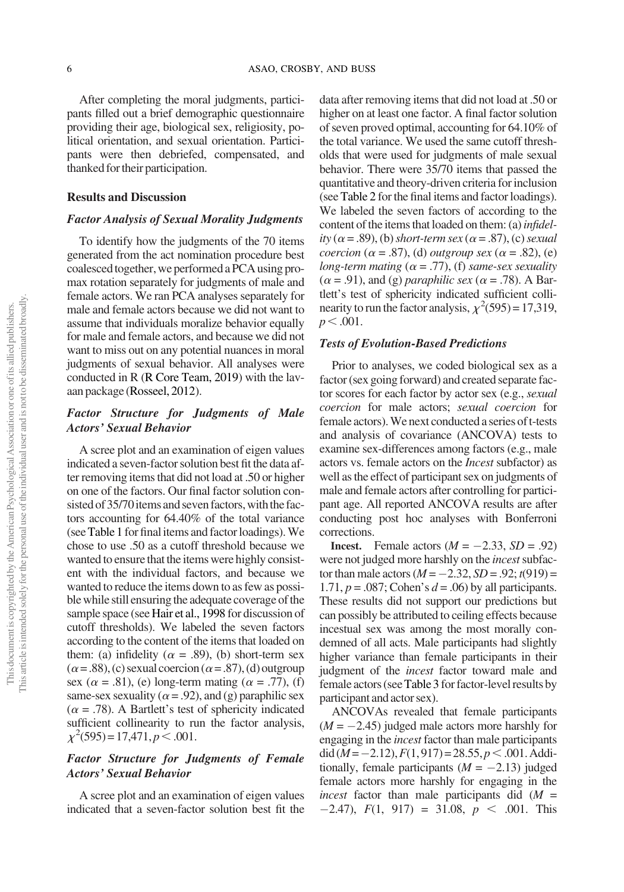After completing the moral judgments, participants filled out a brief demographic questionnaire providing their age, biological sex, religiosity, political orientation, and sexual orientation. Participants were then debriefed, compensated, and thanked for their participation.

## Results and Discussion

### *Factor Analysis of Sexual Morality Judgments*

To identify how the judgments of the 70 items generated from the act nomination procedure best coalesced together, we performed a PCA using promax rotation separately for judgments of male and female actors. We ran PCA analyses separately for male and female actors because we did not want to assume that individuals moralize behavior equally for male and female actors, and because we did not want to miss out on any potential nuances in moral judgments of sexual behavior. All analyses were conducted in R (R Core Team, 2019) with the lavaan package (Rosseel, 2012).

### *Factor Structure for Judgments of Male Actors' Sexual Behavior*

A scree plot and an examination of eigen values indicated a seven-factor solution best fit the data after removing items that did not load at .50 or higher on one of the factors. Our final factor solution consisted of 35/70 items and seven factors, with the factors accounting for 64.40% of the total variance (see Table 1 for final items and factor loadings). We chose to use .50 as a cutoff threshold because we wanted to ensure that the items were highly consistent with the individual factors, and because we wanted to reduce the items down to as few as possible while still ensuring the adequate coverage of the sample space (see Hair et al., 1998 for discussion of cutoff thresholds). We labeled the seven factors according to the content of the items that loaded on them: (a) infidelity ($\alpha$ = .89), (b) short-term sex ($\alpha$ = .88), (c) sexual coercion ($\alpha$ = .87), (d) outgroup sex ($\alpha$ = .81), (e) long-term mating ($\alpha$ = .77), (f) same-sex sexuality ($\alpha$ = .92), and (g) paraphilic sex ($\alpha$ = .78). A Bartlett's test of sphericity indicated sufficient collinearity to run the factor analysis, $\chi^2(595) = 17{,}471$, $p < .001$.

### *Factor Structure for Judgments of Female Actors' Sexual Behavior*

A scree plot and an examination of eigen values indicated that a seven-factor solution best fit the data after removing items that did not load at .50 or higher on at least one factor. A final factor solution of seven proved optimal, accounting for 64.10% of the total variance. We used the same cutoff thresholds that were used for judgments of male sexual behavior. There were 35/70 items that passed the quantitative and theory-driven criteria for inclusion (see Table 2 for the final items and factor loadings). We labeled the seven factors of according to the content of the items that loaded on them: (a) *infidelity* ($\alpha$ = .89), (b) *short-term sex* ($\alpha$ = .87), (c) *sexual coercion* ($\alpha$ = .87), (d) *outgroup sex* ($\alpha$ = .82), (e) *long-term mating* ($\alpha$ = .77), (f) *same-sex sexuality* ($\alpha$ = .91), and (g) *paraphilic sex* ($\alpha$ = .78). A Bartlett's test of sphericity indicated sufficient collinearity to run the factor analysis, $\chi^2(595) = 17{,}319$, $p < .001$.

### *Tests of Evolution-Based Predictions*

Prior to analyses, we coded biological sex as a factor (sex going forward) and created separate factor scores for each factor by actor sex (e.g., *sexual coercion* for male actors; *sexual coercion* for female actors). We next conducted a series of t-tests and analysis of covariance (ANCOVA) tests to examine sex-differences among factors (e.g., male actors vs. female actors on the *Incest* subfactor) as well as the effect of participant sex on judgments of male and female actors after controlling for participant age. All reported ANCOVA results are after conducting post hoc analyses with Bonferroni corrections.

**Incest.** Female actors ($M = -2.33$, $SD = .92$) were not judged more harshly on the *incest* subfactor than male actors ($M = -2.32$, $SD = .92$; $t(919) = 1.71$, $p = .087$; Cohen's $d = .06$) by all participants. These results did not support our predictions but can possibly be attributed to ceiling effects because incestual sex was among the most morally condemned of all acts. Male participants had slightly higher variance than female participants in their judgment of the *incest* factor toward male and female actors (see Table 3 for factor-level results by participant and actor sex).

ANCOVAs revealed that female participants ($M = -2.45$) judged male actors more harshly for engaging in the *incest* factor than male participants did ($M = -2.12$), $F(1, 917) = 28.55$, $p < .001$. Additionally, female participants ($M = -2.13$) judged female actors more harshly for engaging in the *incest* factor than male participants did ($M = -2.47$), $F(1,\ 917) = 31.08$, $p < .001$. This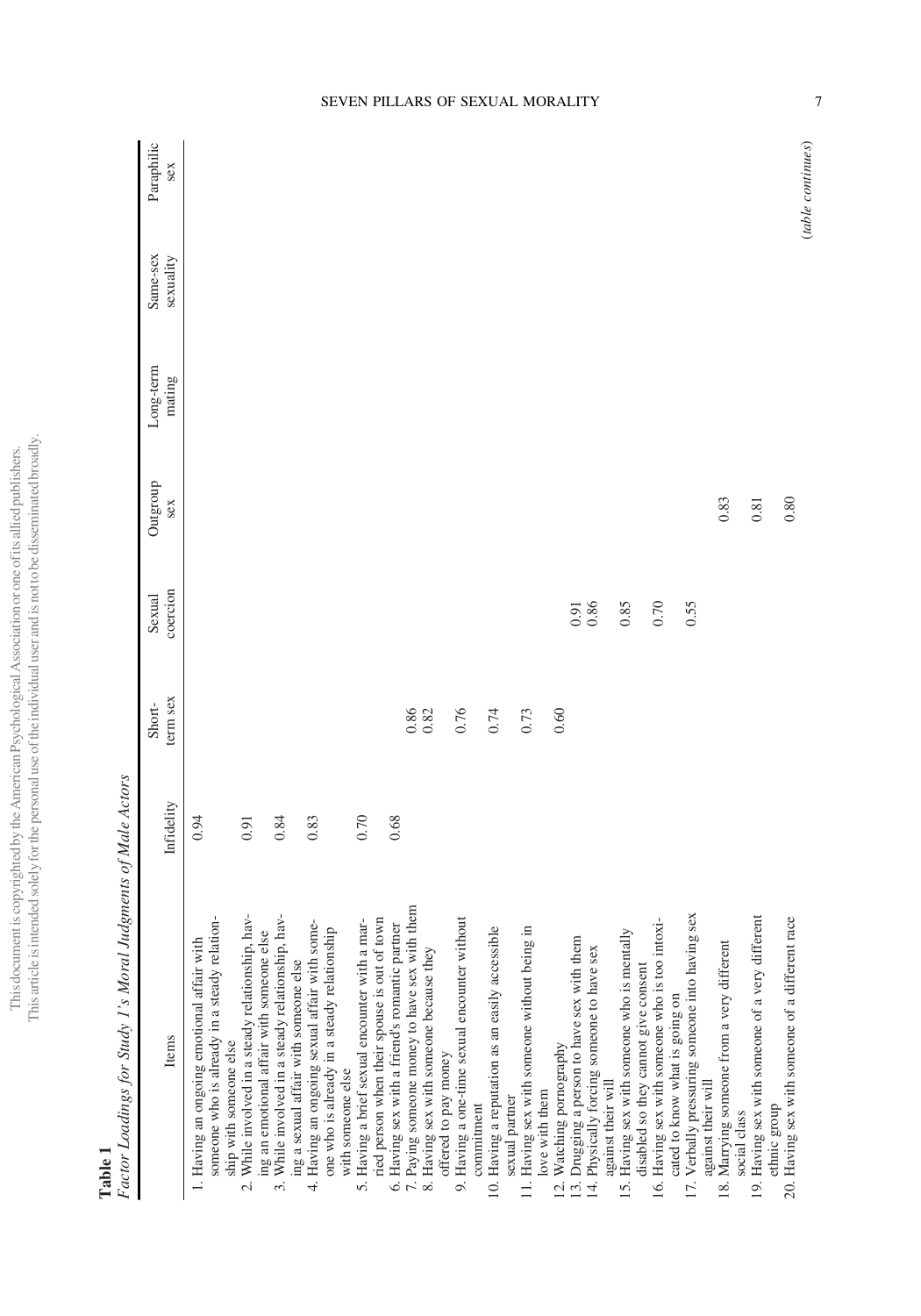**Table 1**
*Factor Loadings for Study 1's Moral Judgments of Male Actors*

| Items | Infidelity | Short-term sex | Sexual coercion | Outgroup sex | Long-term mating | Same-sex sexuality | Paraphilic sex |
|---|---|---|---|---|---|---|---|
| 1. Having an ongoing emotional affair with someone who is already in a steady relationship with someone else | 0.94 | | | | | | |
| 2. While involved in a steady relationship, having an emotional affair with someone else | 0.91 | | | | | | |
| 3. While involved in a steady relationship, having a sexual affair with someone else | 0.84 | | | | | | |
| 4. Having an ongoing sexual affair with someone who is already in a steady relationship with someone else | 0.83 | | | | | | |
| 5. Having a brief sexual encounter with a married person when their spouse is out of town | 0.70 | | | | | | |
| 6. Having sex with a friend's romantic partner | 0.68 | | | | | | |
| 7. Paying someone money to have sex with them | | 0.86 | | | | | |
| 8. Having sex with someone because they offered to pay money | | 0.82 | | | | | |
| 9. Having a one-time sexual encounter without commitment | | 0.76 | | | | | |
| 10. Having a reputation as an easily accessible sexual partner | | 0.74 | | | | | |
| 11. Having sex with someone without being in love with them | | 0.73 | | | | | |
| 12. Watching pornography | | 0.60 | | | | | |
| 13. Drugging a person to have sex with them | | | 0.91 | | | | |
| 14. Physically forcing someone to have sex against their will | | | 0.86 | | | | |
| 15. Having sex with someone who is mentally disabled so they cannot give consent | | | 0.85 | | | | |
| 16. Having sex with someone who is too intoxicated to know what is going on | | | 0.70 | | | | |
| 17. Verbally pressuring someone into having sex against their will | | | 0.55 | | | | |
| 18. Marrying someone from a very different social class | | | | 0.83 | | | |
| 19. Having sex with someone of a very different ethnic group | | | | 0.81 | | | |
| 20. Having sex with someone of a different race | | | | 0.80 | | | |

(*table continues*)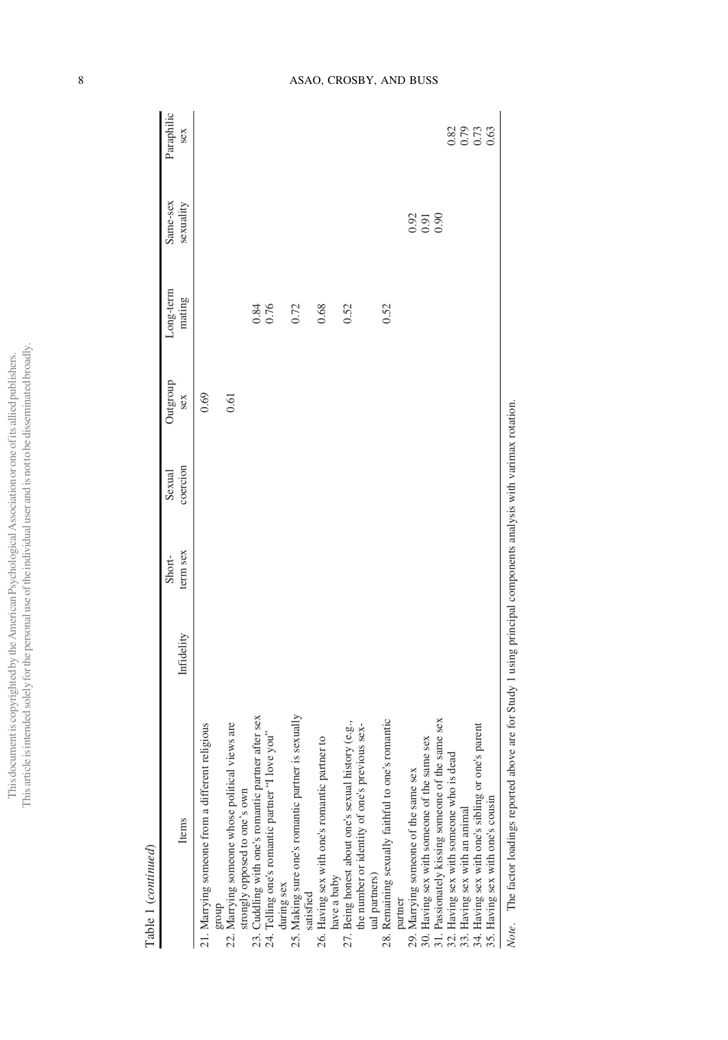Table 1 (*continued*)

| Items | Infidelity | Short-term sex | Sexual coercion | Outgroup sex | Long-term mating | Same-sex sexuality | Paraphilic sex |
|---|---|---|---|---|---|---|---|
| 21. Marrying someone from a different religious group | | | | 0.69 | | | |
| 22. Marrying someone whose political views are strongly opposed to one's own | | | | 0.61 | | | |
| 23. Cuddling with one's romantic partner after sex | | | | | 0.84 | | |
| 24. Telling one's romantic partner "I love you" during sex | | | | | 0.76 | | |
| 25. Making sure one's romantic partner is sexually satisfied | | | | | 0.72 | | |
| 26. Having sex with one's romantic partner to have a baby | | | | | 0.68 | | |
| 27. Being honest about one's sexual history (e.g., the number or identity of one's previous sexual partners) | | | | | 0.52 | | |
| 28. Remaining sexually faithful to one's romantic partner | | | | | 0.52 | | |
| 29. Marrying someone of the same sex | | | | | | 0.92 | |
| 30. Having sex with someone of the same sex | | | | | | 0.91 | |
| 31. Passionately kissing someone of the same sex | | | | | | 0.90 | |
| 32. Having sex with someone who is dead | | | | | | | 0.82 |
| 33. Having sex with an animal | | | | | | | 0.79 |
| 34. Having sex with one's sibling or one's parent | | | | | | | 0.73 |
| 35. Having sex with one's cousin | | | | | | | 0.63 |

*Note.* The factor loadings reported above are for Study 1 using principal components analysis with varimax rotation.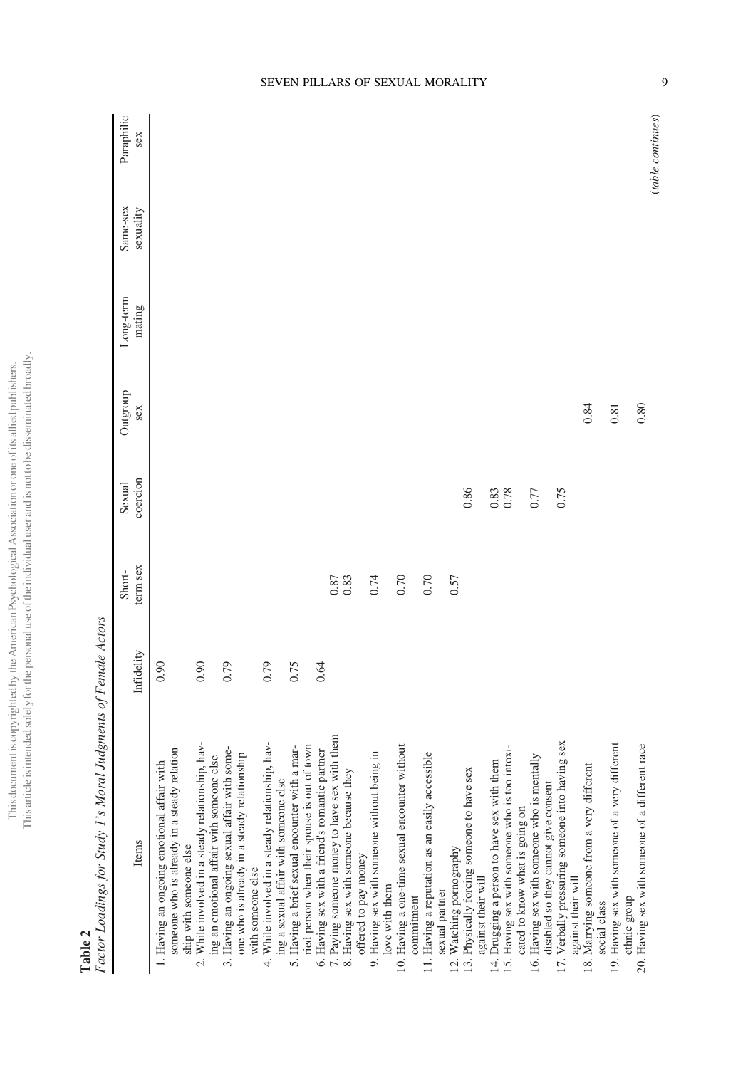**Table 2**
*Factor Loadings for Study 1's Moral Judgments of Female Actors*

| Items | Infidelity | Short-term sex | Sexual coercion | Outgroup sex | Long-term mating | Same-sex sexuality | Paraphilic sex |
|---|---|---|---|---|---|---|---|
| 1. Having an ongoing emotional affair with someone who is already in a steady relationship with someone else | 0.90 | | | | | | |
| 2. While involved in a steady relationship, having an emotional affair with someone else | 0.90 | | | | | | |
| 3. Having an ongoing sexual affair with someone who is already in a steady relationship with someone else | 0.79 | | | | | | |
| 4. While involved in a steady relationship, having a sexual affair with someone else | 0.79 | | | | | | |
| 5. Having a brief sexual encounter with a married person when their spouse is out of town | 0.75 | | | | | | |
| 6. Having sex with a friend's romantic partner | 0.64 | | | | | | |
| 7. Paying someone money to have sex with them | | 0.87 | | | | | |
| 8. Having sex with someone because they offered to pay money | | 0.83 | | | | | |
| 9. Having sex with someone without being in love with them | | 0.74 | | | | | |
| 10. Having a one-time sexual encounter without commitment | | 0.70 | | | | | |
| 11. Having a reputation as an easily accessible sexual partner | | 0.70 | | | | | |
| 12. Watching pornography | | 0.57 | | | | | |
| 13. Physically forcing someone to have sex against their will | | | 0.86 | | | | |
| 14. Drugging a person to have sex with them | | | 0.83 | | | | |
| 15. Having sex with someone who is too intoxicated to know what is going on | | | 0.78 | | | | |
| 16. Having sex with someone who is mentally disabled so they cannot give consent | | | 0.77 | | | | |
| 17. Verbally pressuring someone into having sex against their will | | | 0.75 | | | | |
| 18. Marrying someone from a very different social class | | | | 0.84 | | | |
| 19. Having sex with someone of a very different ethnic group | | | | 0.81 | | | |
| 20. Having sex with someone of a different race | | | | 0.80 | | | |

(*table continues*)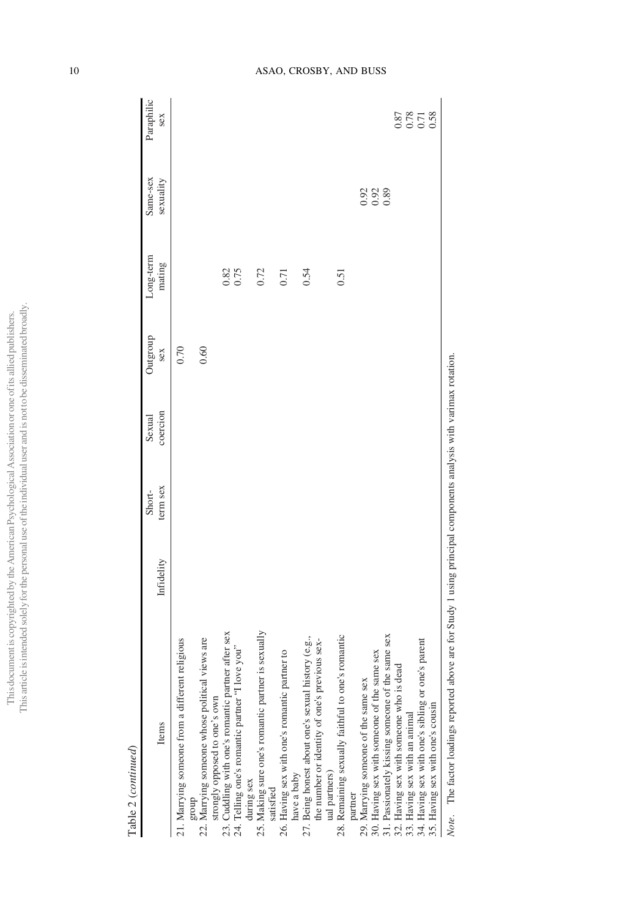Table 2 (*continued*)

| Items | Infidelity | Short-term sex | Sexual coercion | Outgroup sex | Long-term mating | Same-sex sexuality | Paraphilic sex |
|---|---|---|---|---|---|---|---|
| 21. Marrying someone from a different religious group | | | | 0.70 | | | |
| 22. Marrying someone whose political views are strongly opposed to one's own | | | | 0.60 | | | |
| 23. Cuddling with one's romantic partner after sex | | | | | 0.82 | | |
| 24. Telling one's romantic partner "I love you" during sex | | | | | 0.75 | | |
| 25. Making sure one's romantic partner is sexually satisfied | | | | | 0.72 | | |
| 26. Having sex with one's romantic partner to have a baby | | | | | 0.71 | | |
| 27. Being honest about one's sexual history (e.g., the number or identity of one's previous sexual partners) | | | | | 0.54 | | |
| 28. Remaining sexually faithful to one's romantic partner | | | | | 0.51 | | |
| 29. Marrying someone of the same sex | | | | | | 0.92 | |
| 30. Having sex with someone of the same sex | | | | | | 0.92 | |
| 31. Passionately kissing someone of the same sex | | | | | | 0.89 | |
| 32. Having sex with someone who is dead | | | | | | | 0.87 |
| 33. Having sex with an animal | | | | | | | 0.78 |
| 34. Having sex with one's sibling or one's parent | | | | | | | 0.71 |
| 35. Having sex with one's cousin | | | | | | | 0.58 |

*Note.* The factor loadings reported above are for Study 1 using principal components analysis with varimax rotation.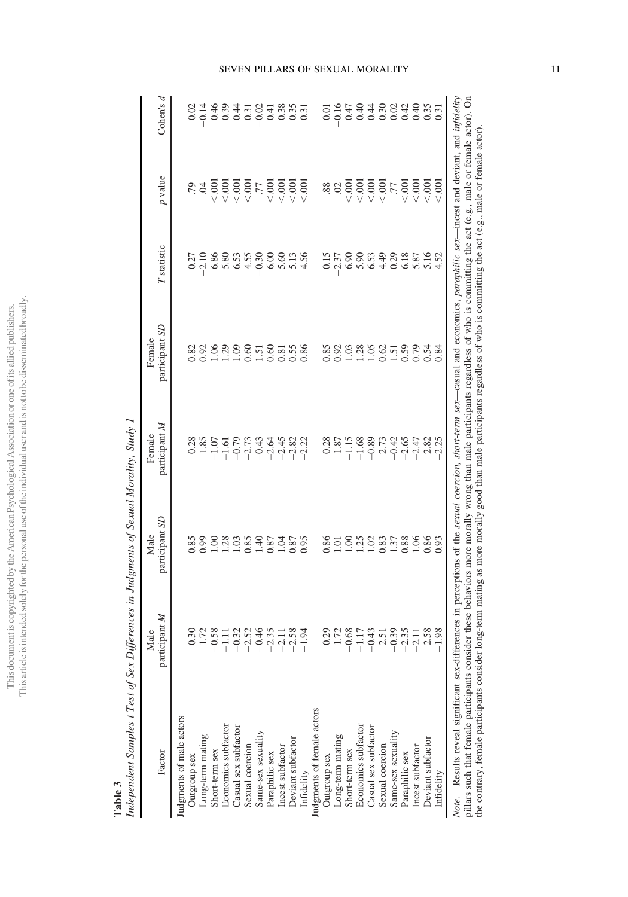**Table 3**

*Independent Samples t Test of Sex Differences in Judgments of Sexual Morality, Study 1*

| Factor | Male participant *M* | Male participant *SD* | Female participant *M* | Female participant *SD* | *T* statistic | *p* value | Cohen's *d* |
|---|---|---|---|---|---|---|---|
| Judgments of male actors | | | | | | | |
| Outgroup sex | 0.30 | 0.85 | 0.28 | 0.82 | 0.27 | .79 | 0.02 |
| Long-term mating | 1.72 | 0.99 | 1.85 | 0.92 | −2.10 | .04 | −0.14 |
| Short-term sex | −0.58 | 1.00 | −1.07 | 1.06 | 6.86 | <.001 | 0.46 |
| Economics subfactor | −1.11 | 1.28 | −1.61 | 1.29 | 5.80 | <.001 | 0.39 |
| Casual sex subfactor | −0.32 | 1.03 | −0.79 | 1.09 | 6.53 | <.001 | 0.44 |
| Sexual coercion | −2.52 | 0.85 | −2.73 | 0.60 | 4.55 | <.001 | 0.31 |
| Same-sex sexuality | −0.46 | 1.40 | −0.43 | 1.51 | −0.30 | .77 | −0.02 |
| Paraphilic sex | −2.35 | 0.87 | −2.64 | 0.60 | 6.00 | <.001 | 0.41 |
| Incest subfactor | −2.11 | 1.04 | −2.45 | 0.81 | 5.60 | <.001 | 0.38 |
| Deviant subfactor | −2.58 | 0.87 | −2.82 | 0.55 | 5.13 | <.001 | 0.35 |
| Infidelity | −1.94 | 0.95 | −2.22 | 0.86 | 4.56 | <.001 | 0.31 |
| Judgments of female actors | | | | | | | |
| Outgroup sex | 0.29 | 0.86 | 0.28 | 0.85 | 0.15 | .88 | 0.01 |
| Long-term mating | 1.72 | 1.01 | 1.87 | 0.92 | −2.37 | .02 | −0.16 |
| Short-term sex | −0.68 | 1.00 | −1.15 | 1.03 | 6.90 | <.001 | 0.47 |
| Economics subfactor | −1.17 | 1.25 | −1.68 | 1.28 | 5.90 | <.001 | 0.40 |
| Casual sex subfactor | −0.43 | 1.02 | −0.89 | 1.05 | 6.53 | <.001 | 0.44 |
| Sexual coercion | −2.51 | 0.83 | −2.73 | 0.62 | 4.49 | <.001 | 0.30 |
| Same-sex sexuality | −0.39 | 1.37 | −0.42 | 1.51 | 0.29 | .77 | 0.02 |
| Paraphilic sex | −2.35 | 0.88 | −2.65 | 0.59 | 6.18 | <.001 | 0.42 |
| Incest subfactor | −2.11 | 1.06 | −2.47 | 0.79 | 5.87 | <.001 | 0.40 |
| Deviant subfactor | −2.58 | 0.86 | −2.82 | 0.54 | 5.16 | <.001 | 0.35 |
| Infidelity | −1.98 | 0.93 | −2.25 | 0.84 | 4.52 | <.001 | 0.31 |

*Note.* Results reveal significant sex-differences in perceptions of the *sexual coercion*, *short-term sex*—casual and economics, *paraphilic sex*—incest and deviant, and *infidelity* pillars such that female participants consider these behaviors more morally wrong than male participants regardless of who is committing the act (e.g., male or female actor). On the contrary, female participants consider long-term mating as more morally good than male participants regardless of who is committing the act (e.g., male or female actor).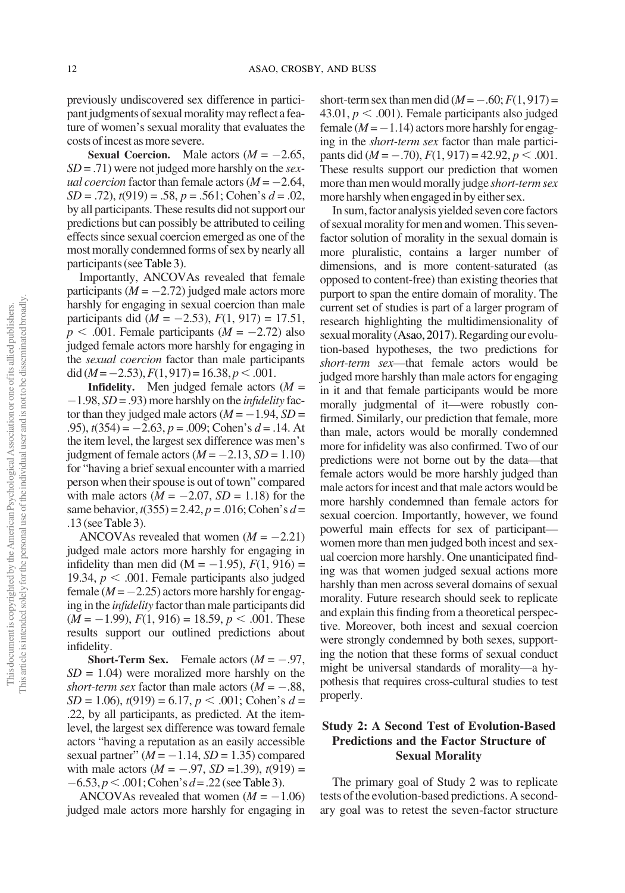previously undiscovered sex difference in participant judgments of sexual morality may reflect a feature of women's sexual morality that evaluates the costs of incest as more severe.

**Sexual Coercion.** Male actors ($M = -2.65$, $SD = .71$) were not judged more harshly on the *sexual coercion* factor than female actors ($M = -2.64$, $SD = .72$), $t(919) = .58$, $p = .561$; Cohen's $d = .02$, by all participants. These results did not support our predictions but can possibly be attributed to ceiling effects since sexual coercion emerged as one of the most morally condemned forms of sex by nearly all participants (see Table 3).

Importantly, ANCOVAs revealed that female participants ($M = -2.72$) judged male actors more harshly for engaging in sexual coercion than male participants did ($M = -2.53$), $F(1, 917) = 17.51$, $p < .001$. Female participants ($M = -2.72$) also judged female actors more harshly for engaging in the *sexual coercion* factor than male participants did ($M = -2.53$), $F(1, 917) = 16.38$, $p < .001$.

**Infidelity.** Men judged female actors ($M = -1.98$, $SD = .93$) more harshly on the *infidelity* factor than they judged male actors ($M = -1.94$, $SD = .95$), $t(354) = -2.63$, $p = .009$; Cohen's $d = .14$. At the item level, the largest sex difference was men's judgment of female actors ($M = -2.13$, $SD = 1.10$) for "having a brief sexual encounter with a married person when their spouse is out of town" compared with male actors ($M = -2.07$, $SD = 1.18$) for the same behavior, $t(355) = 2.42$, $p = .016$; Cohen's $d = .13$ (see Table 3).

ANCOVAs revealed that women ($M = -2.21$) judged male actors more harshly for engaging in infidelity than men did ($M = -1.95$), $F(1, 916) = 19.34$, $p < .001$. Female participants also judged female ($M = -2.25$) actors more harshly for engaging in the *infidelity* factor than male participants did ($M = -1.99$), $F(1, 916) = 18.59$, $p < .001$. These results support our outlined predictions about infidelity.

**Short-Term Sex.** Female actors ($M = -.97$, $SD = 1.04$) were moralized more harshly on the *short-term sex* factor than male actors ($M = -.88$, $SD = 1.06$), $t(919) = 6.17$, $p < .001$; Cohen's $d = .22$, by all participants, as predicted. At the item-level, the largest sex difference was toward female actors "having a reputation as an easily accessible sexual partner" ($M = -1.14$, $SD = 1.35$) compared with male actors ($M = -.97$, $SD = 1.39$), $t(919) = -6.53$, $p < .001$; Cohen's $d = .22$ (see Table 3).

ANCOVAs revealed that women ($M = -1.06$) judged male actors more harshly for engaging in short-term sex than men did ($M = -.60$; $F(1, 917) = 43.01$, $p < .001$). Female participants also judged female ($M = -1.14$) actors more harshly for engaging in the *short-term sex* factor than male participants did ($M = -.70$), $F(1, 917) = 42.92$, $p < .001$. These results support our prediction that women more than men would morally judge *short-term sex* more harshly when engaged in by either sex.

In sum, factor analysis yielded seven core factors of sexual morality for men and women. This seven-factor solution of morality in the sexual domain is more pluralistic, contains a larger number of dimensions, and is more content-saturated (as opposed to content-free) than existing theories that purport to span the entire domain of morality. The current set of studies is part of a larger program of research highlighting the multidimensionality of sexual morality (Asao, 2017). Regarding our evolution-based hypotheses, the two predictions for *short-term sex*—that female actors would be judged more harshly than male actors for engaging in it and that female participants would be more morally judgmental of it—were robustly confirmed. Similarly, our prediction that female, more than male, actors would be morally condemned more for infidelity was also confirmed. Two of our predictions were not borne out by the data—that female actors would be more harshly judged than male actors for incest and that male actors would be more harshly condemned than female actors for sexual coercion. Importantly, however, we found powerful main effects for sex of participant—women more than men judged both incest and sexual coercion more harshly. One unanticipated finding was that women judged sexual actions more harshly than men across several domains of sexual morality. Future research should seek to replicate and explain this finding from a theoretical perspective. Moreover, both incest and sexual coercion were strongly condemned by both sexes, supporting the notion that these forms of sexual conduct might be universal standards of morality—a hypothesis that requires cross-cultural studies to test properly.

## Study 2: A Second Test of Evolution-Based Predictions and the Factor Structure of Sexual Morality

The primary goal of Study 2 was to replicate tests of the evolution-based predictions. A secondary goal was to retest the seven-factor structure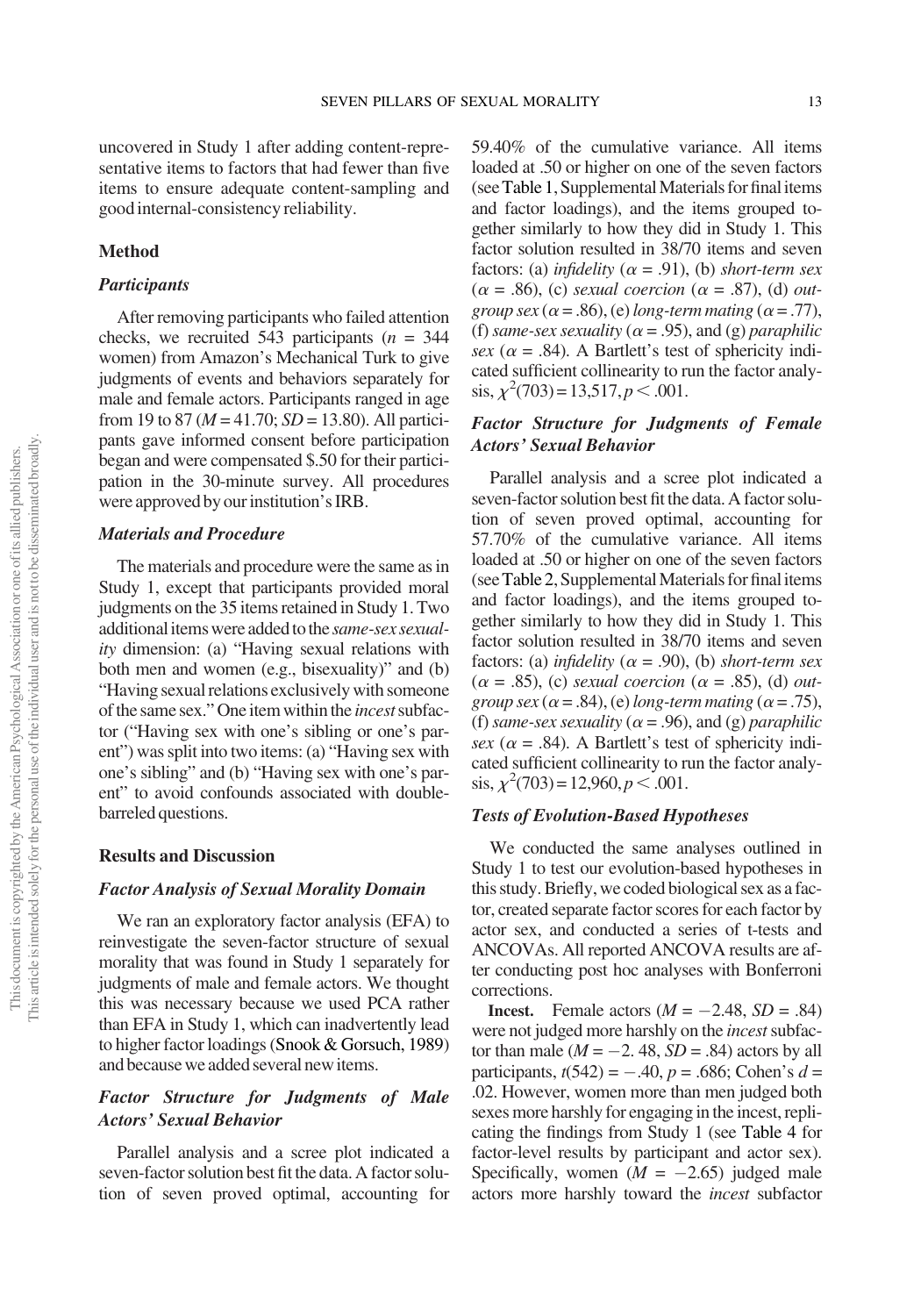uncovered in Study 1 after adding content-representative items to factors that had fewer than five items to ensure adequate content-sampling and good internal-consistency reliability.

## Method

### Participants

After removing participants who failed attention checks, we recruited 543 participants ($n$ = 344 women) from Amazon's Mechanical Turk to give judgments of events and behaviors separately for male and female actors. Participants ranged in age from 19 to 87 ($M$ = 41.70; $SD$ = 13.80). All participants gave informed consent before participation began and were compensated $.50 for their participation in the 30-minute survey. All procedures were approved by our institution's IRB.

### Materials and Procedure

The materials and procedure were the same as in Study 1, except that participants provided moral judgments on the 35 items retained in Study 1. Two additional items were added to the *same-sex sexuality* dimension: (a) "Having sexual relations with both men and women (e.g., bisexuality)" and (b) "Having sexual relations exclusively with someone of the same sex." One item within the *incest* subfactor ("Having sex with one's sibling or one's parent") was split into two items: (a) "Having sex with one's sibling" and (b) "Having sex with one's parent" to avoid confounds associated with double-barreled questions.

## Results and Discussion

### Factor Analysis of Sexual Morality Domain

We ran an exploratory factor analysis (EFA) to reinvestigate the seven-factor structure of sexual morality that was found in Study 1 separately for judgments of male and female actors. We thought this was necessary because we used PCA rather than EFA in Study 1, which can inadvertently lead to higher factor loadings (Snook & Gorsuch, 1989) and because we added several new items.

### Factor Structure for Judgments of Male Actors' Sexual Behavior

Parallel analysis and a scree plot indicated a seven-factor solution best fit the data. A factor solution of seven proved optimal, accounting for 59.40% of the cumulative variance. All items loaded at .50 or higher on one of the seven factors (see Table 1, Supplemental Materials for final items and factor loadings), and the items grouped together similarly to how they did in Study 1. This factor solution resulted in 38/70 items and seven factors: (a) *infidelity* ($\alpha$ = .91), (b) *short-term sex* ($\alpha$ = .86), (c) *sexual coercion* ($\alpha$ = .87), (d) *outgroup sex* ($\alpha$ = .86), (e) *long-term mating* ($\alpha$ = .77), (f) *same-sex sexuality* ($\alpha$ = .95), and (g) *paraphilic sex* ($\alpha$ = .84). A Bartlett's test of sphericity indicated sufficient collinearity to run the factor analysis, $\chi^2(703) = 13{,}517, p < .001$.

### Factor Structure for Judgments of Female Actors' Sexual Behavior

Parallel analysis and a scree plot indicated a seven-factor solution best fit the data. A factor solution of seven proved optimal, accounting for 57.70% of the cumulative variance. All items loaded at .50 or higher on one of the seven factors (see Table 2, Supplemental Materials for final items and factor loadings), and the items grouped together similarly to how they did in Study 1. This factor solution resulted in 38/70 items and seven factors: (a) *infidelity* ($\alpha$ = .90), (b) *short-term sex* ($\alpha$ = .85), (c) *sexual coercion* ($\alpha$ = .85), (d) *outgroup sex* ($\alpha$ = .84), (e) *long-term mating* ($\alpha$ = .75), (f) *same-sex sexuality* ($\alpha$ = .96), and (g) *paraphilic sex* ($\alpha$ = .84). A Bartlett's test of sphericity indicated sufficient collinearity to run the factor analysis, $\chi^2(703) = 12{,}960, p < .001$.

### Tests of Evolution-Based Hypotheses

We conducted the same analyses outlined in Study 1 to test our evolution-based hypotheses in this study. Briefly, we coded biological sex as a factor, created separate factor scores for each factor by actor sex, and conducted a series of t-tests and ANCOVAs. All reported ANCOVA results are after conducting post hoc analyses with Bonferroni corrections.

**Incest.** Female actors ($M$ = −2.48, $SD$ = .84) were not judged more harshly on the *incest* subfactor than male ($M$ = −2. 48, $SD$ = .84) actors by all participants, $t(542) = -.40$, $p$ = .686; Cohen's $d$ = .02. However, women more than men judged both sexes more harshly for engaging in the incest, replicating the findings from Study 1 (see Table 4 for factor-level results by participant and actor sex). Specifically, women ($M$ = −2.65) judged male actors more harshly toward the *incest* subfactor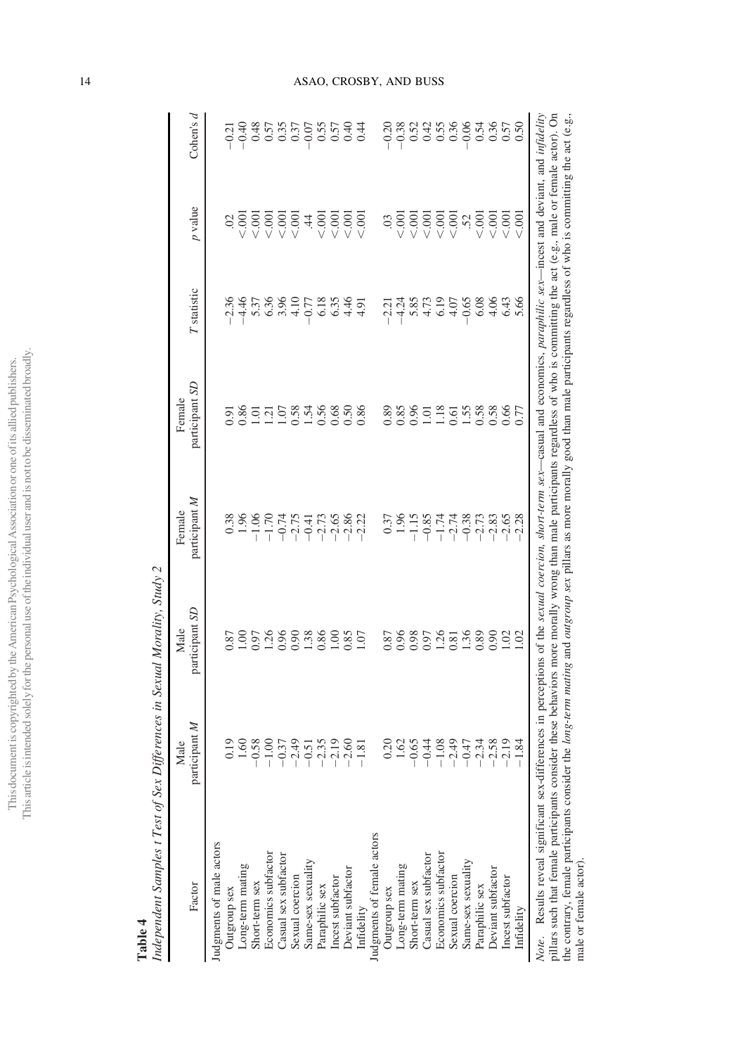**Table 4**

*Independent Samples t Test of Sex Differences in Sexual Morality, Study 2*

| Factor | Male participant *M* | Male participant *SD* | Female participant *M* | Female participant *SD* | *T* statistic | *p* value | Cohen's *d* |
|---|---|---|---|---|---|---|---|
| Judgments of male actors | | | | | | | |
| Outgroup sex | 0.19 | 0.87 | 0.38 | 0.91 | −2.36 | .02 | −0.21 |
| Long-term mating | 1.60 | 1.00 | 1.96 | 0.86 | −4.46 | <.001 | −0.40 |
| Short-term sex | −0.58 | 0.97 | −1.06 | 1.01 | 5.37 | <.001 | 0.48 |
| Economics subfactor | −1.00 | 1.26 | −1.70 | 1.21 | 6.36 | <.001 | 0.57 |
| Casual sex subfactor | −0.37 | 0.96 | −0.74 | 1.07 | 3.96 | <.001 | 0.35 |
| Sexual coercion | −2.49 | 0.90 | −2.75 | 0.58 | 4.10 | <.001 | 0.37 |
| Same-sex sexuality | −0.51 | 1.38 | −0.41 | 1.54 | −0.77 | .44 | −0.07 |
| Paraphilic sex | −2.35 | 0.86 | −2.73 | 0.56 | 6.18 | <.001 | 0.55 |
| Incest subfactor | −2.19 | 1.00 | −2.65 | 0.68 | 6.35 | <.001 | 0.57 |
| Deviant subfactor | −2.60 | 0.85 | −2.86 | 0.50 | 4.46 | <.001 | 0.40 |
| Infidelity | −1.81 | 1.07 | −2.22 | 0.86 | 4.91 | <.001 | 0.44 |
| Judgments of female actors | | | | | | | |
| Outgroup sex | 0.20 | 0.87 | 0.37 | 0.89 | −2.21 | .03 | −0.20 |
| Long-term mating | 1.62 | 0.96 | 1.96 | 0.85 | −4.24 | <.001 | −0.38 |
| Short-term sex | −0.65 | 0.98 | −1.15 | 0.96 | 5.85 | <.001 | 0.52 |
| Casual sex subfactor | −0.44 | 0.97 | −0.85 | 1.01 | 4.73 | <.001 | 0.42 |
| Economics subfactor | −1.08 | 1.26 | −1.74 | 1.18 | 6.19 | <.001 | 0.55 |
| Sexual coercion | −2.49 | 0.81 | −2.74 | 0.61 | 4.07 | <.001 | 0.36 |
| Same-sex sexuality | −0.47 | 1.36 | −0.38 | 1.55 | −0.65 | .52 | −0.06 |
| Paraphilic sex | −2.34 | 0.89 | −2.73 | 0.58 | 6.08 | <.001 | 0.54 |
| Deviant subfactor | −2.58 | 0.90 | −2.83 | 0.58 | 4.06 | <.001 | 0.36 |
| Incest subfactor | −2.19 | 1.02 | −2.65 | 0.66 | 6.43 | <.001 | 0.57 |
| Infidelity | −1.84 | 1.02 | −2.28 | 0.77 | 5.66 | <.001 | 0.50 |

*Note.* Results reveal significant sex-differences in perceptions of the *sexual coercion*, *short-term sex*—casual and economics, *paraphilic sex*—incest and deviant, and *infidelity* pillars such that female participants consider these behaviors more morally wrong than male participants regardless of who is committing the act (e.g., male or female actor). On the contrary, female participants consider the *long-term mating* and *outgroup sex* pillars as more morally good than male participants regardless of who is committing the act (e.g., male or female actor).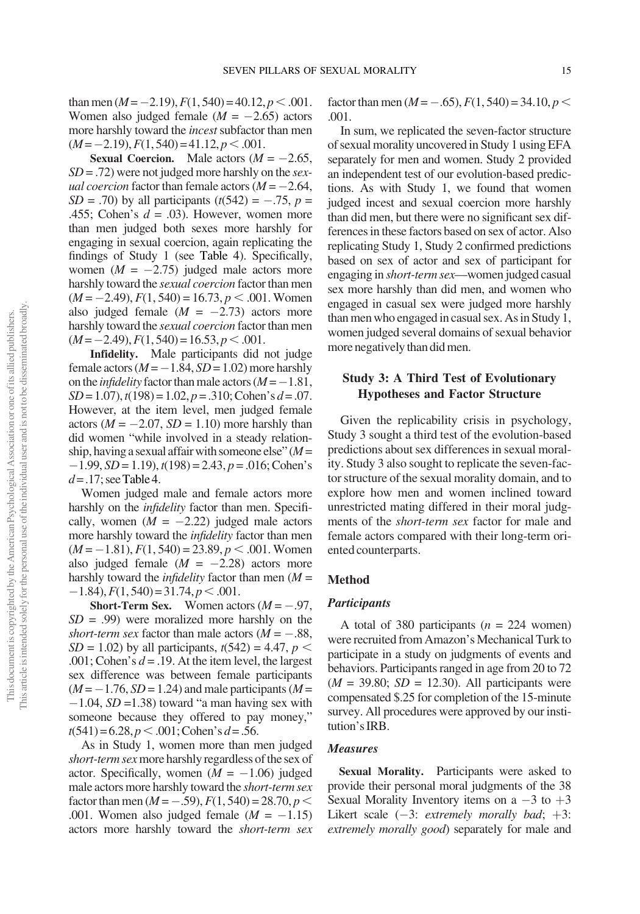than men ($M = -2.19$), $F(1, 540) = 40.12$, $p < .001$. Women also judged female ($M = -2.65$) actors more harshly toward the *incest* subfactor than men ($M = -2.19$), $F(1, 540) = 41.12$, $p < .001$.

**Sexual Coercion.** Male actors ($M = -2.65$, $SD = .72$) were not judged more harshly on the *sexual coercion* factor than female actors ($M = -2.64$, $SD = .70$) by all participants ($t(542) = -.75$, $p = .455$; Cohen's $d = .03$). However, women more than men judged both sexes more harshly for engaging in sexual coercion, again replicating the findings of Study 1 (see Table 4). Specifically, women ($M = -2.75$) judged male actors more harshly toward the *sexual coercion* factor than men ($M = -2.49$), $F(1, 540) = 16.73$, $p < .001$. Women also judged female ($M = -2.73$) actors more harshly toward the *sexual coercion* factor than men ($M = -2.49$), $F(1, 540) = 16.53$, $p < .001$.

**Infidelity.** Male participants did not judge female actors ($M = -1.84$, $SD = 1.02$) more harshly on the *infidelity* factor than male actors ($M = -1.81$, $SD = 1.07$), $t(198) = 1.02$, $p = .310$; Cohen's $d = .07$. However, at the item level, men judged female actors ($M = -2.07$, $SD = 1.10$) more harshly than did women "while involved in a steady relationship, having a sexual affair with someone else" ($M = -1.99$, $SD = 1.19$), $t(198) = 2.43$, $p = .016$; Cohen's $d = .17$; see Table 4.

Women judged male and female actors more harshly on the *infidelity* factor than men. Specifically, women ($M = -2.22$) judged male actors more harshly toward the *infidelity* factor than men ($M = -1.81$), $F(1, 540) = 23.89$, $p < .001$. Women also judged female ($M = -2.28$) actors more harshly toward the *infidelity* factor than men ($M = -1.84$), $F(1, 540) = 31.74$, $p < .001$.

**Short-Term Sex.** Women actors ($M = -.97$, $SD = .99$) were moralized more harshly on the *short-term sex* factor than male actors ($M = -.88$, $SD = 1.02$) by all participants, $t(542) = 4.47$, $p < .001$; Cohen's $d = .19$. At the item level, the largest sex difference was between female participants ($M = -1.76$, $SD = 1.24$) and male participants ($M = -1.04$, $SD = 1.38$) toward "a man having sex with someone because they offered to pay money," $t(541) = 6.28$, $p < .001$; Cohen's $d = .56$.

As in Study 1, women more than men judged *short-term sex* more harshly regardless of the sex of actor. Specifically, women ($M = -1.06$) judged male actors more harshly toward the *short-term sex* factor than men ($M = -.59$), $F(1, 540) = 28.70$, $p < .001$. Women also judged female ($M = -1.15$) actors more harshly toward the *short-term sex* factor than men ($M = -.65$), $F(1, 540) = 34.10$, $p < .001$.

In sum, we replicated the seven-factor structure of sexual morality uncovered in Study 1 using EFA separately for men and women. Study 2 provided an independent test of our evolution-based predictions. As with Study 1, we found that women judged incest and sexual coercion more harshly than did men, but there were no significant sex differences in these factors based on sex of actor. Also replicating Study 1, Study 2 confirmed predictions based on sex of actor and sex of participant for engaging in *short-term sex*—women judged casual sex more harshly than did men, and women who engaged in casual sex were judged more harshly than men who engaged in casual sex. As in Study 1, women judged several domains of sexual behavior more negatively than did men.

## Study 3: A Third Test of Evolutionary Hypotheses and Factor Structure

Given the replicability crisis in psychology, Study 3 sought a third test of the evolution-based predictions about sex differences in sexual morality. Study 3 also sought to replicate the seven-factor structure of the sexual morality domain, and to explore how men and women inclined toward unrestricted mating differed in their moral judgments of the *short-term sex* factor for male and female actors compared with their long-term oriented counterparts.

### Method

#### *Participants*

A total of 380 participants ($n = 224$ women) were recruited from Amazon's Mechanical Turk to participate in a study on judgments of events and behaviors. Participants ranged in age from 20 to 72 ($M = 39.80$; $SD = 12.30$). All participants were compensated $.25 for completion of the 15-minute survey. All procedures were approved by our institution's IRB.

#### *Measures*

**Sexual Morality.** Participants were asked to provide their personal moral judgments of the 38 Sexual Morality Inventory items on a $-3$ to $+3$ Likert scale ($-3$: *extremely morally bad*; $+3$: *extremely morally good*) separately for male and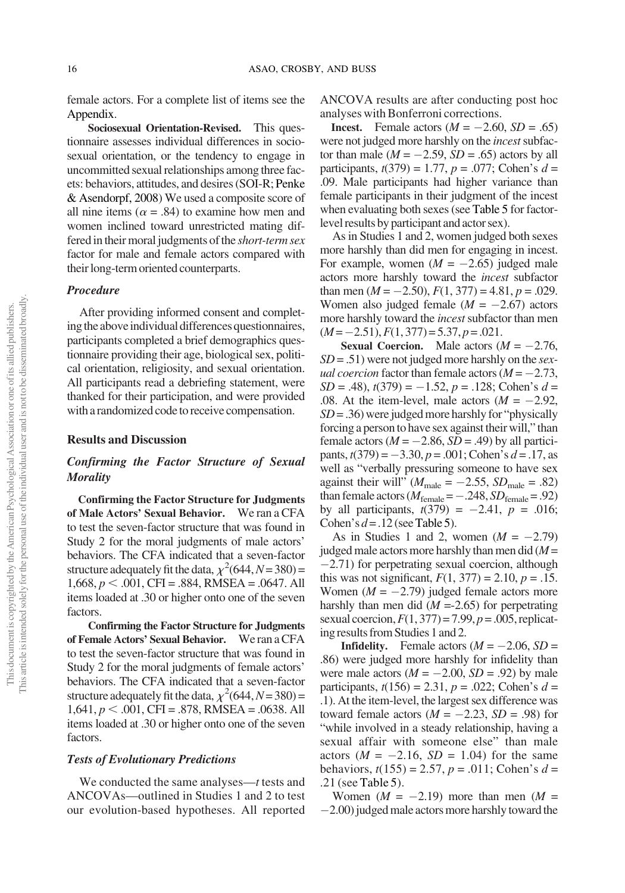female actors. For a complete list of items see the Appendix.

**Sociosexual Orientation-Revised.** This questionnaire assesses individual differences in sociosexual orientation, or the tendency to engage in uncommitted sexual relationships among three facets: behaviors, attitudes, and desires (SOI-R; Penke & Asendorpf, 2008) We used a composite score of all nine items ($\alpha$ = .84) to examine how men and women inclined toward unrestricted mating differed in their moral judgments of the *short-term sex* factor for male and female actors compared with their long-term oriented counterparts.

### *Procedure*

After providing informed consent and completing the above individual differences questionnaires, participants completed a brief demographics questionnaire providing their age, biological sex, political orientation, religiosity, and sexual orientation. All participants read a debriefing statement, were thanked for their participation, and were provided with a randomized code to receive compensation.

## Results and Discussion

### *Confirming the Factor Structure of Sexual Morality*

**Confirming the Factor Structure for Judgments of Male Actors' Sexual Behavior.** We ran a CFA to test the seven-factor structure that was found in Study 2 for the moral judgments of male actors' behaviors. The CFA indicated that a seven-factor structure adequately fit the data, $\chi^2(644, N = 380)$ = 1,668, $p < .001$, CFI = .884, RMSEA = .0647. All items loaded at .30 or higher onto one of the seven factors.

**Confirming the Factor Structure for Judgments of Female Actors' Sexual Behavior.** We ran a CFA to test the seven-factor structure that was found in Study 2 for the moral judgments of female actors' behaviors. The CFA indicated that a seven-factor structure adequately fit the data, $\chi^2(644, N = 380)$ = 1,641, $p < .001$, CFI = .878, RMSEA = .0638. All items loaded at .30 or higher onto one of the seven factors.

### *Tests of Evolutionary Predictions*

We conducted the same analyses—*t* tests and ANCOVAs—outlined in Studies 1 and 2 to test our evolution-based hypotheses. All reported ANCOVA results are after conducting post hoc analyses with Bonferroni corrections.

**Incest.** Female actors ($M = -2.60$, $SD = .65$) were not judged more harshly on the *incest* subfactor than male ($M = -2.59$, $SD = .65$) actors by all participants, $t(379) = 1.77$, $p = .077$; Cohen's $d$ = .09. Male participants had higher variance than female participants in their judgment of the incest when evaluating both sexes (see Table 5 for factor-level results by participant and actor sex).

As in Studies 1 and 2, women judged both sexes more harshly than did men for engaging in incest. For example, women ($M = -2.65$) judged male actors more harshly toward the *incest* subfactor than men ($M = -2.50$), $F(1, 377) = 4.81$, $p = .029$. Women also judged female ($M = -2.67$) actors more harshly toward the *incest* subfactor than men ($M = -2.51$), $F(1, 377) = 5.37$, $p = .021$.

**Sexual Coercion.** Male actors ($M = -2.76$, $SD = .51$) were not judged more harshly on the *sexual coercion* factor than female actors ($M = -2.73$, $SD = .48$), $t(379) = -1.52$, $p = .128$; Cohen's $d$ = .08. At the item-level, male actors ($M = -2.92$, $SD = .36$) were judged more harshly for "physically forcing a person to have sex against their will," than female actors ($M = -2.86$, $SD = .49$) by all participants, $t(379) = -3.30$, $p = .001$; Cohen's $d = .17$, as well as "verbally pressuring someone to have sex against their will" ($M_{\text{male}} = -2.55$, $SD_{\text{male}} = .82$) than female actors ($M_{\text{female}} = -.248$, $SD_{\text{female}} = .92$) by all participants, $t(379) = -2.41$, $p = .016$; Cohen's $d = .12$ (see Table 5).

As in Studies 1 and 2, women ($M = -2.79$) judged male actors more harshly than men did ($M = -2.71$) for perpetrating sexual coercion, although this was not significant, $F(1, 377) = 2.10$, $p = .15$. Women ($M = -2.79$) judged female actors more harshly than men did ($M$ =-2.65) for perpetrating sexual coercion, $F(1, 377) = 7.99$, $p = .005$, replicating results from Studies 1 and 2.

**Infidelity.** Female actors ($M = -2.06$, $SD$ = .86) were judged more harshly for infidelity than were male actors ($M = -2.00$, $SD = .92$) by male participants, $t(156) = 2.31$, $p = .022$; Cohen's $d$ = .1). At the item-level, the largest sex difference was toward female actors ($M = -2.23$, $SD = .98$) for "while involved in a steady relationship, having a sexual affair with someone else" than male actors ($M = -2.16$, $SD = 1.04$) for the same behaviors, $t(155) = 2.57$, $p = .011$; Cohen's $d$ = .21 (see Table 5).

Women ($M = -2.19$) more than men ($M = -2.00$) judged male actors more harshly toward the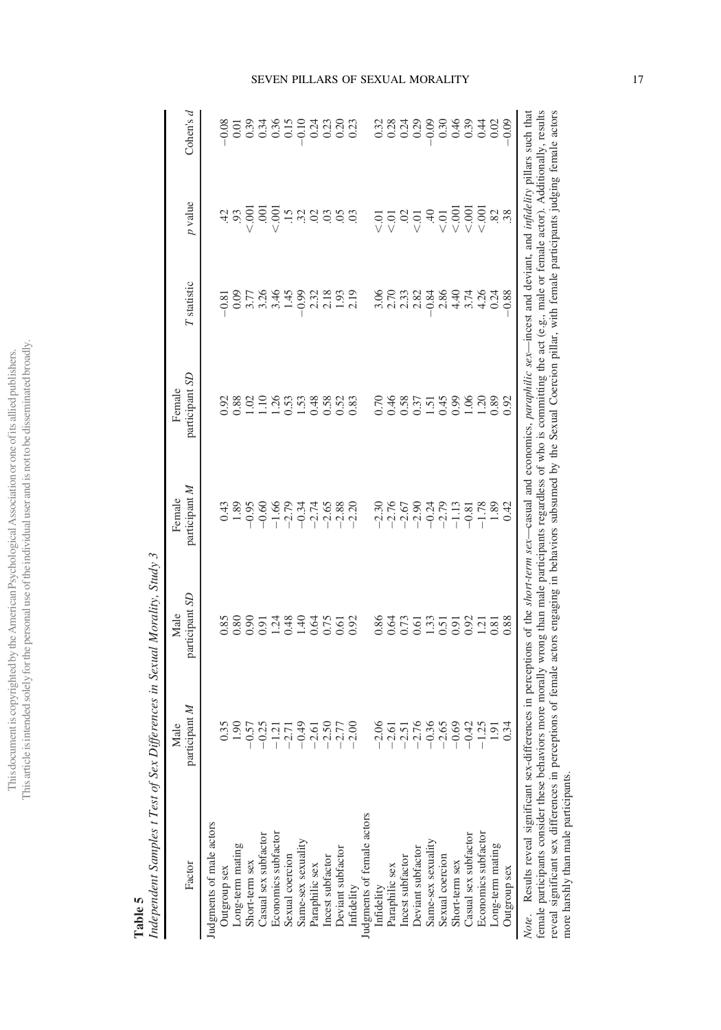**Table 5**

*Independent Samples t Test of Sex Differences in Sexual Morality, Study 3*

| Factor | Male participant *M* | Male participant *SD* | Female participant *M* | Female participant *SD* | *T* statistic | *p* value | Cohen's *d* |
|---|---|---|---|---|---|---|---|
| Judgments of male actors | | | | | | | |
| Outgroup sex | 0.35 | 0.85 | 0.43 | 0.92 | −0.81 | .42 | −0.08 |
| Long-term mating | 1.90 | 0.80 | 1.89 | 0.88 | 0.09 | .93 | 0.01 |
| Short-term sex | −0.57 | 0.90 | −0.95 | 1.02 | 3.77 | <.001 | 0.39 |
| Casual sex subfactor | −0.25 | 0.91 | −0.60 | 1.10 | 3.26 | .001 | 0.34 |
| Economics subfactor | −1.21 | 1.24 | −1.66 | 1.26 | 3.46 | <.001 | 0.36 |
| Sexual coercion | −2.71 | 0.48 | −2.79 | 0.53 | 1.45 | .15 | 0.15 |
| Same-sex sexuality | −0.49 | 1.40 | −0.34 | 1.53 | −0.99 | .32 | −0.10 |
| Paraphilic sex | −2.61 | 0.64 | −2.74 | 0.48 | 2.32 | .02 | 0.24 |
| Incest subfactor | −2.50 | 0.75 | −2.65 | 0.58 | 2.18 | .03 | 0.23 |
| Deviant subfactor | −2.77 | 0.61 | −2.88 | 0.52 | 1.93 | .05 | 0.20 |
| Infidelity | −2.00 | 0.92 | −2.20 | 0.83 | 2.19 | .03 | 0.23 |
| Judgments of female actors | | | | | | | |
| Infidelity | −2.06 | 0.86 | −2.30 | 0.70 | 3.06 | <.01 | 0.32 |
| Paraphilic sex | −2.61 | 0.64 | −2.76 | 0.46 | 2.70 | <.01 | 0.28 |
| Incest subfactor | −2.51 | 0.73 | −2.67 | 0.58 | 2.33 | .02 | 0.24 |
| Deviant subfactor | −2.76 | 0.61 | −2.90 | 0.37 | 2.82 | <.01 | 0.29 |
| Same-sex sexuality | −0.36 | 1.33 | −0.24 | 1.51 | −0.84 | .40 | −0.09 |
| Sexual coercion | −2.65 | 0.51 | −2.79 | 0.45 | 2.86 | <.01 | 0.30 |
| Short-term sex | −0.69 | 0.91 | −1.13 | 0.99 | 4.40 | <.001 | 0.46 |
| Casual sex subfactor | −0.42 | 0.92 | −0.81 | 1.06 | 3.74 | <.001 | 0.39 |
| Economics subfactor | −1.25 | 1.21 | −1.78 | 1.20 | 4.26 | <.001 | 0.44 |
| Long-term mating | 1.91 | 0.81 | 1.89 | 0.89 | 0.24 | .82 | 0.02 |
| Outgroup sex | 0.34 | 0.88 | 0.42 | 0.92 | −0.88 | .38 | −0.09 |

*Note.* Results reveal significant sex-differences in perceptions of the *short-term sex*—casual and economics, *paraphilic sex*—incest and deviant, and *infidelity* pillars such that female participants consider these behaviors more morally wrong than male participants regardless of who is committing the act (e.g., male or female actor). Additionally, results reveal significant sex differences in perceptions of female actors engaging in behaviors subsumed by the Sexual Coercion pillar, with female participants judging female actors more harshly than male participants.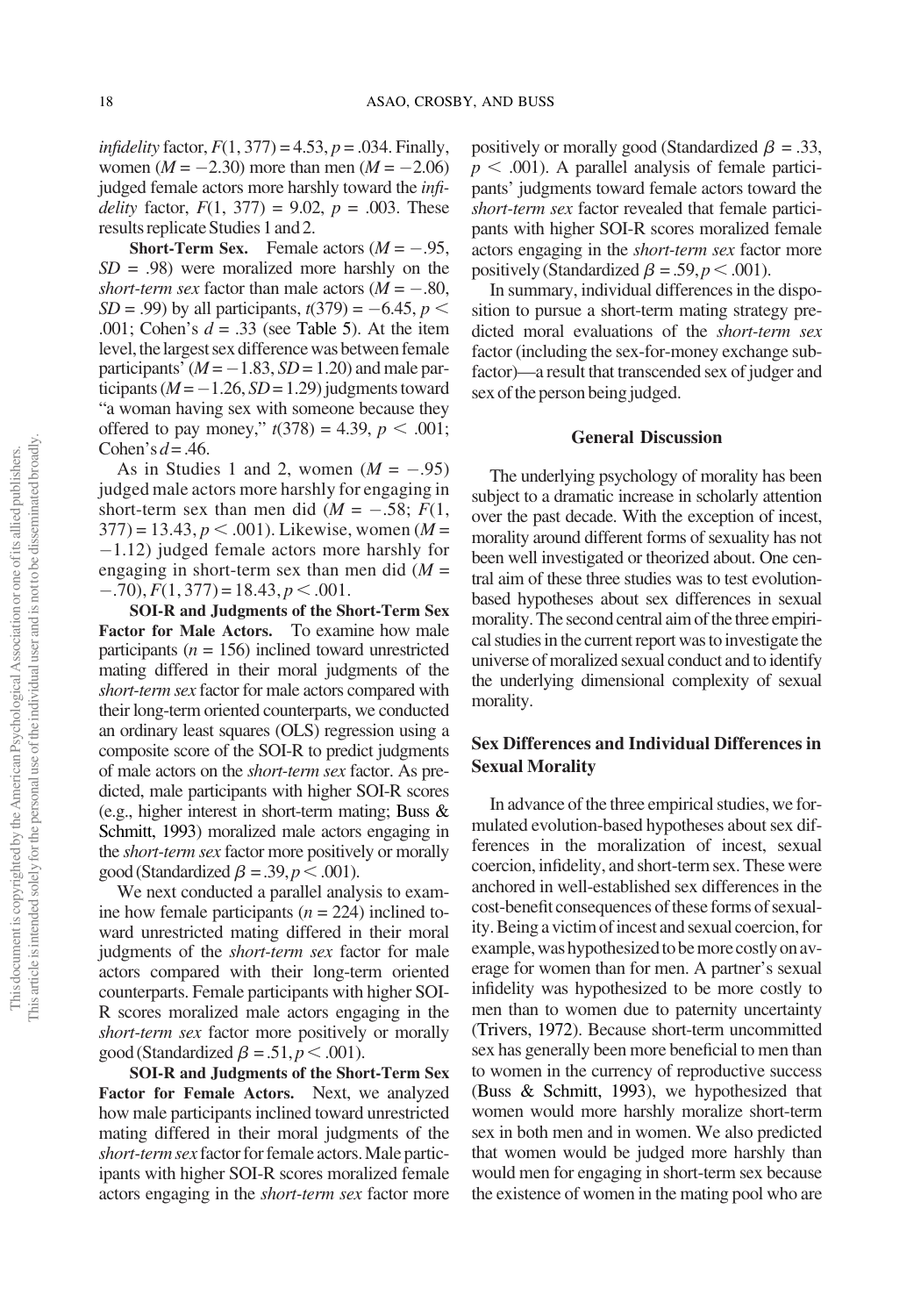*infidelity* factor, $F(1, 377) = 4.53$, $p = .034$. Finally, women ($M = -2.30$) more than men ($M = -2.06$) judged female actors more harshly toward the *infidelity* factor, $F(1, 377) = 9.02$, $p = .003$. These results replicate Studies 1 and 2.

**Short-Term Sex.** Female actors ($M = -.95$, $SD = .98$) were moralized more harshly on the *short-term sex* factor than male actors ($M = -.80$, $SD = .99$) by all participants, $t(379) = -6.45$, $p < .001$; Cohen's $d = .33$ (see Table 5). At the item level, the largest sex difference was between female participants' ($M = -1.83$, $SD = 1.20$) and male participants ($M = -1.26$, $SD = 1.29$) judgments toward "a woman having sex with someone because they offered to pay money," $t(378) = 4.39$, $p < .001$; Cohen's $d = .46$.

As in Studies 1 and 2, women ($M = -.95$) judged male actors more harshly for engaging in short-term sex than men did ($M = -.58$; $F(1, 377) = 13.43$, $p < .001$). Likewise, women ($M = -1.12$) judged female actors more harshly for engaging in short-term sex than men did ($M = -.70$), $F(1, 377) = 18.43$, $p < .001$.

**SOI-R and Judgments of the Short-Term Sex Factor for Male Actors.** To examine how male participants ($n = 156$) inclined toward unrestricted mating differed in their moral judgments of the *short-term sex* factor for male actors compared with their long-term oriented counterparts, we conducted an ordinary least squares (OLS) regression using a composite score of the SOI-R to predict judgments of male actors on the *short-term sex* factor. As predicted, male participants with higher SOI-R scores (e.g., higher interest in short-term mating; Buss & Schmitt, 1993) moralized male actors engaging in the *short-term sex* factor more positively or morally good (Standardized $\beta = .39$, $p < .001$).

We next conducted a parallel analysis to examine how female participants ($n = 224$) inclined toward unrestricted mating differed in their moral judgments of the *short-term sex* factor for male actors compared with their long-term oriented counterparts. Female participants with higher SOI-R scores moralized male actors engaging in the *short-term sex* factor more positively or morally good (Standardized $\beta = .51$, $p < .001$).

**SOI-R and Judgments of the Short-Term Sex Factor for Female Actors.** Next, we analyzed how male participants inclined toward unrestricted mating differed in their moral judgments of the *short-term sex* factor for female actors. Male participants with higher SOI-R scores moralized female actors engaging in the *short-term sex* factor more positively or morally good (Standardized $\beta = .33$, $p < .001$). A parallel analysis of female participants' judgments toward female actors toward the *short-term sex* factor revealed that female participants with higher SOI-R scores moralized female actors engaging in the *short-term sex* factor more positively (Standardized $\beta = .59$, $p < .001$).

In summary, individual differences in the disposition to pursue a short-term mating strategy predicted moral evaluations of the *short-term sex* factor (including the sex-for-money exchange subfactor)—a result that transcended sex of judger and sex of the person being judged.

## General Discussion

The underlying psychology of morality has been subject to a dramatic increase in scholarly attention over the past decade. With the exception of incest, morality around different forms of sexuality has not been well investigated or theorized about. One central aim of these three studies was to test evolution-based hypotheses about sex differences in sexual morality. The second central aim of the three empirical studies in the current report was to investigate the universe of moralized sexual conduct and to identify the underlying dimensional complexity of sexual morality.

### Sex Differences and Individual Differences in Sexual Morality

In advance of the three empirical studies, we formulated evolution-based hypotheses about sex differences in the moralization of incest, sexual coercion, infidelity, and short-term sex. These were anchored in well-established sex differences in the cost-benefit consequences of these forms of sexuality. Being a victim of incest and sexual coercion, for example, was hypothesized to be more costly on average for women than for men. A partner's sexual infidelity was hypothesized to be more costly to men than to women due to paternity uncertainty (Trivers, 1972). Because short-term uncommitted sex has generally been more beneficial to men than to women in the currency of reproductive success (Buss & Schmitt, 1993), we hypothesized that women would more harshly moralize short-term sex in both men and in women. We also predicted that women would be judged more harshly than would men for engaging in short-term sex because the existence of women in the mating pool who are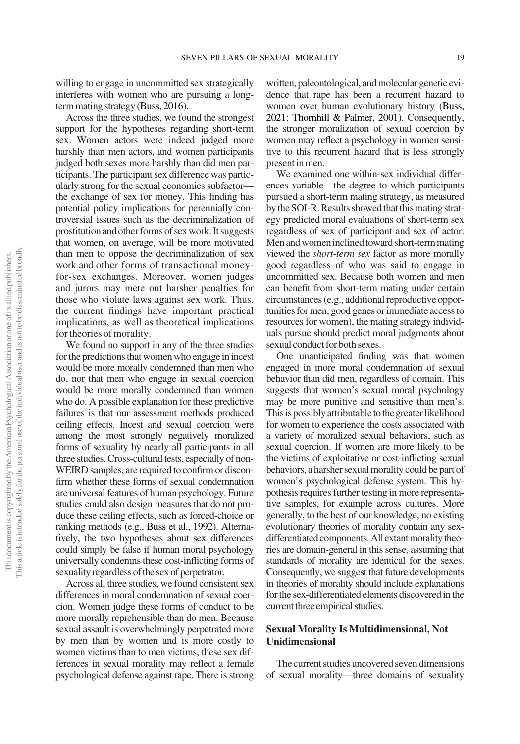willing to engage in uncommitted sex strategically interferes with women who are pursuing a long-term mating strategy (Buss, 2016).

Across the three studies, we found the strongest support for the hypotheses regarding short-term sex. Women actors were indeed judged more harshly than men actors, and women participants judged both sexes more harshly than did men participants. The participant sex difference was particularly strong for the sexual economics subfactor—the exchange of sex for money. This finding has potential policy implications for perennially controversial issues such as the decriminalization of prostitution and other forms of sex work. It suggests that women, on average, will be more motivated than men to oppose the decriminalization of sex work and other forms of transactional money-for-sex exchanges. Moreover, women judges and jurors may mete out harsher penalties for those who violate laws against sex work. Thus, the current findings have important practical implications, as well as theoretical implications for theories of morality.

We found no support in any of the three studies for the predictions that women who engage in incest would be more morally condemned than men who do, nor that men who engage in sexual coercion would be more morally condemned than women who do. A possible explanation for these predictive failures is that our assessment methods produced ceiling effects. Incest and sexual coercion were among the most strongly negatively moralized forms of sexuality by nearly all participants in all three studies. Cross-cultural tests, especially of non-WEIRD samples, are required to confirm or disconfirm whether these forms of sexual condemnation are universal features of human psychology. Future studies could also design measures that do not produce these ceiling effects, such as forced-choice or ranking methods (e.g., Buss et al., 1992). Alternatively, the two hypotheses about sex differences could simply be false if human moral psychology universally condemns these cost-inflicting forms of sexuality regardless of the sex of perpetrator.

Across all three studies, we found consistent sex differences in moral condemnation of sexual coercion. Women judge these forms of conduct to be more morally reprehensible than do men. Because sexual assault is overwhelmingly perpetrated more by men than by women and is more costly to women victims than to men victims, these sex differences in sexual morality may reflect a female psychological defense against rape. There is strong written, paleontological, and molecular genetic evidence that rape has been a recurrent hazard to women over human evolutionary history (Buss, 2021; Thornhill & Palmer, 2001). Consequently, the stronger moralization of sexual coercion by women may reflect a psychology in women sensitive to this recurrent hazard that is less strongly present in men.

We examined one within-sex individual differences variable—the degree to which participants pursued a short-term mating strategy, as measured by the SOI-R. Results showed that this mating strategy predicted moral evaluations of short-term sex regardless of sex of participant and sex of actor. Men and women inclined toward short-term mating viewed the *short-term sex* factor as more morally good regardless of who was said to engage in uncommitted sex. Because both women and men can benefit from short-term mating under certain circumstances (e.g., additional reproductive opportunities for men, good genes or immediate access to resources for women), the mating strategy individuals pursue should predict moral judgments about sexual conduct for both sexes.

One unanticipated finding was that women engaged in more moral condemnation of sexual behavior than did men, regardless of domain. This suggests that women's sexual moral psychology may be more punitive and sensitive than men's. This is possibly attributable to the greater likelihood for women to experience the costs associated with a variety of moralized sexual behaviors, such as sexual coercion. If women are more likely to be the victims of exploitative or cost-inflicting sexual behaviors, a harsher sexual morality could be part of women's psychological defense system. This hypothesis requires further testing in more representative samples, for example across cultures. More generally, to the best of our knowledge, no existing evolutionary theories of morality contain any sex-differentiated components. All extant morality theories are domain-general in this sense, assuming that standards of morality are identical for the sexes. Consequently, we suggest that future developments in theories of morality should include explanations for the sex-differentiated elements discovered in the current three empirical studies.

### Sexual Morality Is Multidimensional, Not Unidimensional

The current studies uncovered seven dimensions of sexual morality—three domains of sexuality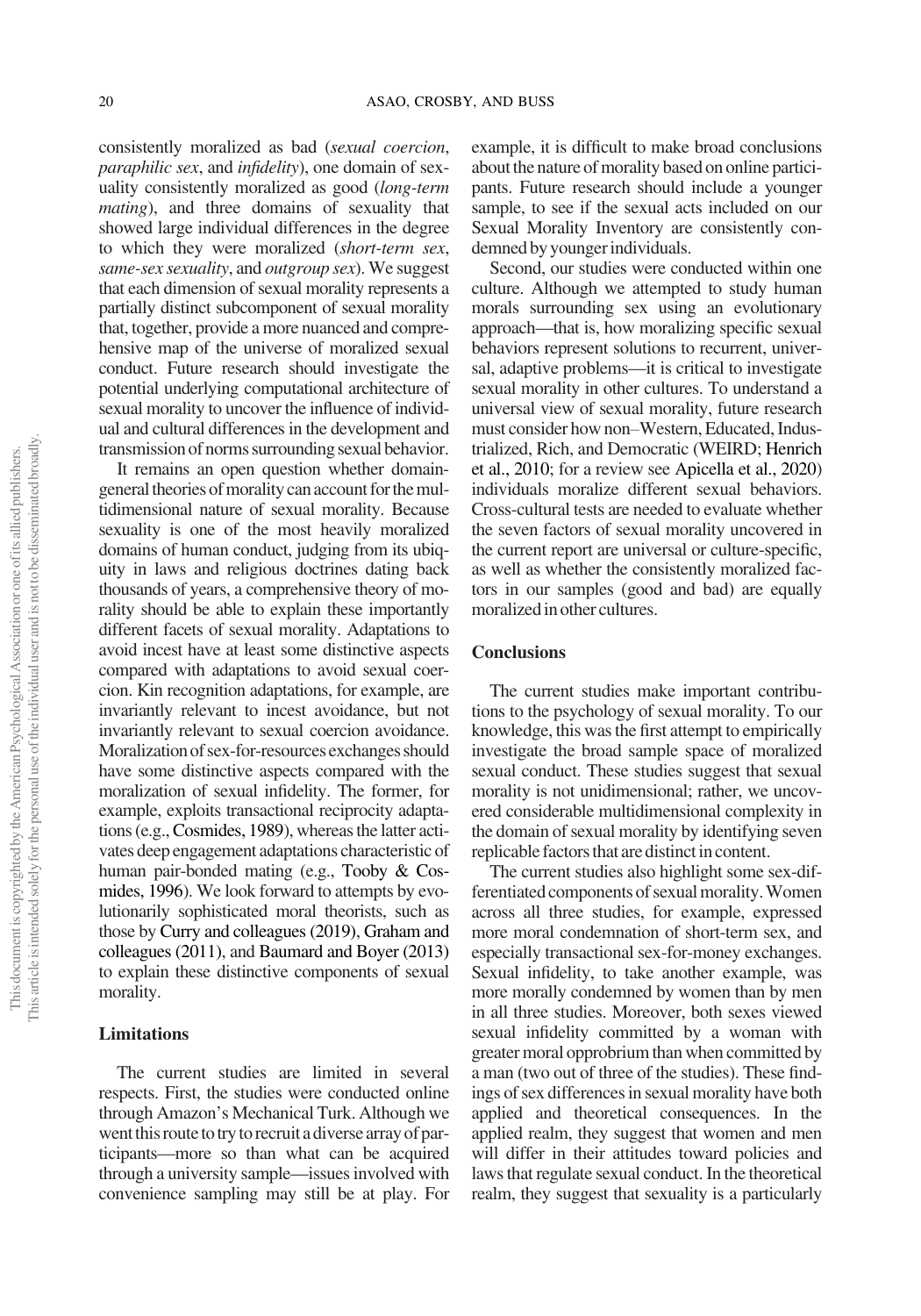consistently moralized as bad (*sexual coercion*, *paraphilic sex*, and *infidelity*), one domain of sexuality consistently moralized as good (*long-term mating*), and three domains of sexuality that showed large individual differences in the degree to which they were moralized (*short-term sex*, *same-sex sexuality*, and *outgroup sex*). We suggest that each dimension of sexual morality represents a partially distinct subcomponent of sexual morality that, together, provide a more nuanced and comprehensive map of the universe of moralized sexual conduct. Future research should investigate the potential underlying computational architecture of sexual morality to uncover the influence of individual and cultural differences in the development and transmission of norms surrounding sexual behavior.

It remains an open question whether domain-general theories of morality can account for the multidimensional nature of sexual morality. Because sexuality is one of the most heavily moralized domains of human conduct, judging from its ubiquity in laws and religious doctrines dating back thousands of years, a comprehensive theory of morality should be able to explain these importantly different facets of sexual morality. Adaptations to avoid incest have at least some distinctive aspects compared with adaptations to avoid sexual coercion. Kin recognition adaptations, for example, are invariantly relevant to incest avoidance, but not invariantly relevant to sexual coercion avoidance. Moralization of sex-for-resources exchanges should have some distinctive aspects compared with the moralization of sexual infidelity. The former, for example, exploits transactional reciprocity adaptations (e.g., Cosmides, 1989), whereas the latter activates deep engagement adaptations characteristic of human pair-bonded mating (e.g., Tooby & Cosmides, 1996). We look forward to attempts by evolutionarily sophisticated moral theorists, such as those by Curry and colleagues (2019), Graham and colleagues (2011), and Baumard and Boyer (2013) to explain these distinctive components of sexual morality.

## Limitations

The current studies are limited in several respects. First, the studies were conducted online through Amazon's Mechanical Turk. Although we went this route to try to recruit a diverse array of participants—more so than what can be acquired through a university sample—issues involved with convenience sampling may still be at play. For example, it is difficult to make broad conclusions about the nature of morality based on online participants. Future research should include a younger sample, to see if the sexual acts included on our Sexual Morality Inventory are consistently condemned by younger individuals.

Second, our studies were conducted within one culture. Although we attempted to study human morals surrounding sex using an evolutionary approach—that is, how moralizing specific sexual behaviors represent solutions to recurrent, universal, adaptive problems—it is critical to investigate sexual morality in other cultures. To understand a universal view of sexual morality, future research must consider how non–Western, Educated, Industrialized, Rich, and Democratic (WEIRD; Henrich et al., 2010; for a review see Apicella et al., 2020) individuals moralize different sexual behaviors. Cross-cultural tests are needed to evaluate whether the seven factors of sexual morality uncovered in the current report are universal or culture-specific, as well as whether the consistently moralized factors in our samples (good and bad) are equally moralized in other cultures.

## Conclusions

The current studies make important contributions to the psychology of sexual morality. To our knowledge, this was the first attempt to empirically investigate the broad sample space of moralized sexual conduct. These studies suggest that sexual morality is not unidimensional; rather, we uncovered considerable multidimensional complexity in the domain of sexual morality by identifying seven replicable factors that are distinct in content.

The current studies also highlight some sex-differentiated components of sexual morality. Women across all three studies, for example, expressed more moral condemnation of short-term sex, and especially transactional sex-for-money exchanges. Sexual infidelity, to take another example, was more morally condemned by women than by men in all three studies. Moreover, both sexes viewed sexual infidelity committed by a woman with greater moral opprobrium than when committed by a man (two out of three of the studies). These findings of sex differences in sexual morality have both applied and theoretical consequences. In the applied realm, they suggest that women and men will differ in their attitudes toward policies and laws that regulate sexual conduct. In the theoretical realm, they suggest that sexuality is a particularly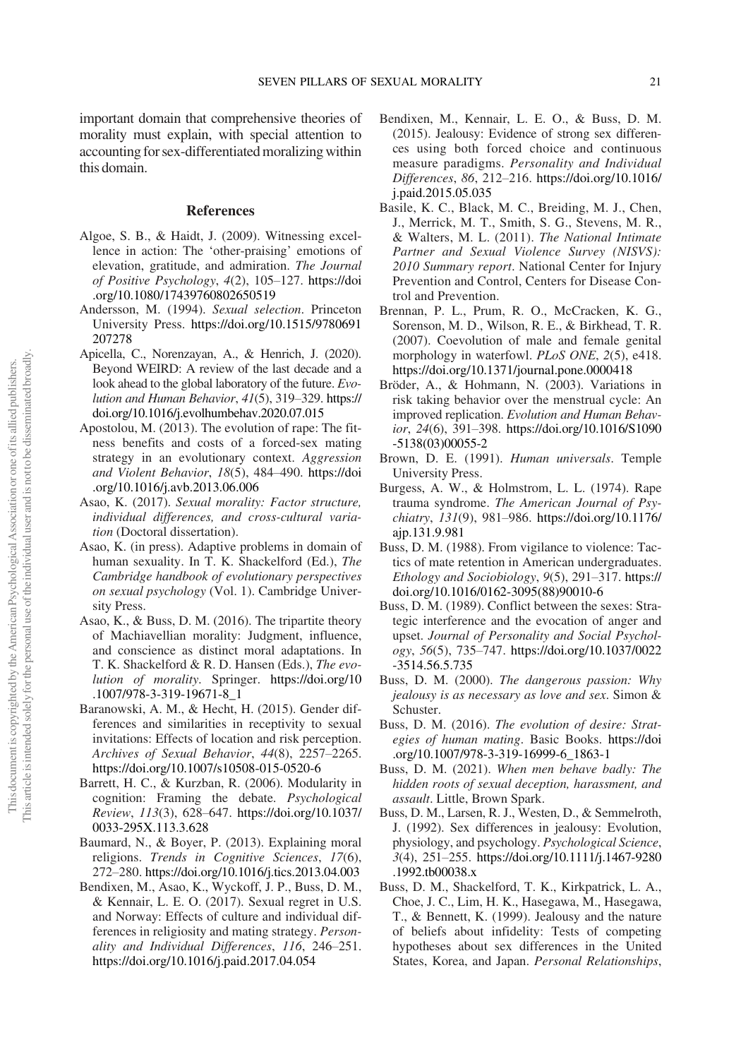important domain that comprehensive theories of morality must explain, with special attention to accounting for sex-differentiated moralizing within this domain.

## References

Algoe, S. B., & Haidt, J. (2009). Witnessing excellence in action: The 'other-praising' emotions of elevation, gratitude, and admiration. *The Journal of Positive Psychology*, *4*(2), 105–127. https://doi.org/10.1080/17439760802650519

Andersson, M. (1994). *Sexual selection*. Princeton University Press. https://doi.org/10.1515/9780691207278

Apicella, C., Norenzayan, A., & Henrich, J. (2020). Beyond WEIRD: A review of the last decade and a look ahead to the global laboratory of the future. *Evolution and Human Behavior*, *41*(5), 319–329. https://doi.org/10.1016/j.evolhumbehav.2020.07.015

Apostolou, M. (2013). The evolution of rape: The fitness benefits and costs of a forced-sex mating strategy in an evolutionary context. *Aggression and Violent Behavior*, *18*(5), 484–490. https://doi.org/10.1016/j.avb.2013.06.006

Asao, K. (2017). *Sexual morality: Factor structure, individual differences, and cross-cultural variation* (Doctoral dissertation).

Asao, K. (in press). Adaptive problems in domain of human sexuality. In T. K. Shackelford (Ed.), *The Cambridge handbook of evolutionary perspectives on sexual psychology* (Vol. 1). Cambridge University Press.

Asao, K., & Buss, D. M. (2016). The tripartite theory of Machiavellian morality: Judgment, influence, and conscience as distinct moral adaptations. In T. K. Shackelford & R. D. Hansen (Eds.), *The evolution of morality*. Springer. https://doi.org/10.1007/978-3-319-19671-8_1

Baranowski, A. M., & Hecht, H. (2015). Gender differences and similarities in receptivity to sexual invitations: Effects of location and risk perception. *Archives of Sexual Behavior*, *44*(8), 2257–2265. https://doi.org/10.1007/s10508-015-0520-6

Barrett, H. C., & Kurzban, R. (2006). Modularity in cognition: Framing the debate. *Psychological Review*, *113*(3), 628–647. https://doi.org/10.1037/0033-295X.113.3.628

Baumard, N., & Boyer, P. (2013). Explaining moral religions. *Trends in Cognitive Sciences*, *17*(6), 272–280. https://doi.org/10.1016/j.tics.2013.04.003

Bendixen, M., Asao, K., Wyckoff, J. P., Buss, D. M., & Kennair, L. E. O. (2017). Sexual regret in U.S. and Norway: Effects of culture and individual differences in religiosity and mating strategy. *Personality and Individual Differences*, *116*, 246–251. https://doi.org/10.1016/j.paid.2017.04.054

Bendixen, M., Kennair, L. E. O., & Buss, D. M. (2015). Jealousy: Evidence of strong sex differences using both forced choice and continuous measure paradigms. *Personality and Individual Differences*, *86*, 212–216. https://doi.org/10.1016/j.paid.2015.05.035

Basile, K. C., Black, M. C., Breiding, M. J., Chen, J., Merrick, M. T., Smith, S. G., Stevens, M. R., & Walters, M. L. (2011). *The National Intimate Partner and Sexual Violence Survey (NISVS): 2010 Summary report*. National Center for Injury Prevention and Control, Centers for Disease Control and Prevention.

Brennan, P. L., Prum, R. O., McCracken, K. G., Sorenson, M. D., Wilson, R. E., & Birkhead, T. R. (2007). Coevolution of male and female genital morphology in waterfowl. *PLoS ONE*, *2*(5), e418. https://doi.org/10.1371/journal.pone.0000418

Bröder, A., & Hohmann, N. (2003). Variations in risk taking behavior over the menstrual cycle: An improved replication. *Evolution and Human Behavior*, *24*(6), 391–398. https://doi.org/10.1016/S1090-5138(03)00055-2

Brown, D. E. (1991). *Human universals*. Temple University Press.

Burgess, A. W., & Holmstrom, L. L. (1974). Rape trauma syndrome. *The American Journal of Psychiatry*, *131*(9), 981–986. https://doi.org/10.1176/ajp.131.9.981

Buss, D. M. (1988). From vigilance to violence: Tactics of mate retention in American undergraduates. *Ethology and Sociobiology*, *9*(5), 291–317. https://doi.org/10.1016/0162-3095(88)90010-6

Buss, D. M. (1989). Conflict between the sexes: Strategic interference and the evocation of anger and upset. *Journal of Personality and Social Psychology*, *56*(5), 735–747. https://doi.org/10.1037/0022-3514.56.5.735

Buss, D. M. (2000). *The dangerous passion: Why jealousy is as necessary as love and sex*. Simon & Schuster.

Buss, D. M. (2016). *The evolution of desire: Strategies of human mating*. Basic Books. https://doi.org/10.1007/978-3-319-16999-6_1863-1

Buss, D. M. (2021). *When men behave badly: The hidden roots of sexual deception, harassment, and assault*. Little, Brown Spark.

Buss, D. M., Larsen, R. J., Westen, D., & Semmelroth, J. (1992). Sex differences in jealousy: Evolution, physiology, and psychology. *Psychological Science*, *3*(4), 251–255. https://doi.org/10.1111/j.1467-9280.1992.tb00038.x

Buss, D. M., Shackelford, T. K., Kirkpatrick, L. A., Choe, J. C., Lim, H. K., Hasegawa, M., Hasegawa, T., & Bennett, K. (1999). Jealousy and the nature of beliefs about infidelity: Tests of competing hypotheses about sex differences in the United States, Korea, and Japan. *Personal Relationships*,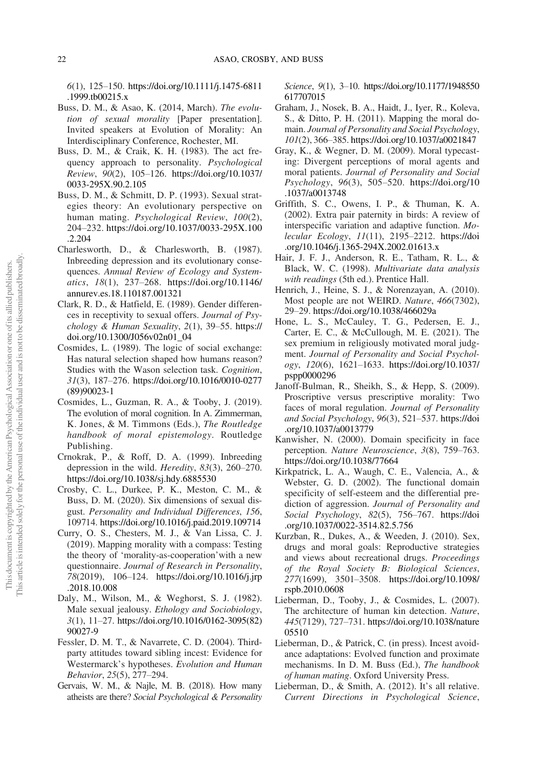*6*(1), 125–150. https://doi.org/10.1111/j.1475-6811.1999.tb00215.x

Buss, D. M., & Asao, K. (2014, March). *The evolution of sexual morality* [Paper presentation]. Invited speakers at Evolution of Morality: An Interdisciplinary Conference, Rochester, MI.

Buss, D. M., & Craik, K. H. (1983). The act frequency approach to personality. *Psychological Review*, *90*(2), 105–126. https://doi.org/10.1037/0033-295X.90.2.105

Buss, D. M., & Schmitt, D. P. (1993). Sexual strategies theory: An evolutionary perspective on human mating. *Psychological Review*, *100*(2), 204–232. https://doi.org/10.1037/0033-295X.100.2.204

Charlesworth, D., & Charlesworth, B. (1987). Inbreeding depression and its evolutionary consequences. *Annual Review of Ecology and Systematics*, *18*(1), 237–268. https://doi.org/10.1146/annurev.es.18.110187.001321

Clark, R. D., & Hatfield, E. (1989). Gender differences in receptivity to sexual offers. *Journal of Psychology & Human Sexuality*, *2*(1), 39–55. https://doi.org/10.1300/J056v02n01_04

Cosmides, L. (1989). The logic of social exchange: Has natural selection shaped how humans reason? Studies with the Wason selection task. *Cognition*, *31*(3), 187–276. https://doi.org/10.1016/0010-0277(89)90023-1

Cosmides, L., Guzman, R. A., & Tooby, J. (2019). The evolution of moral cognition. In A. Zimmerman, K. Jones, & M. Timmons (Eds.), *The Routledge handbook of moral epistemology*. Routledge Publishing.

Crnokrak, P., & Roff, D. A. (1999). Inbreeding depression in the wild. *Heredity*, *83*(3), 260–270. https://doi.org/10.1038/sj.hdy.6885530

Crosby, C. L., Durkee, P. K., Meston, C. M., & Buss, D. M. (2020). Six dimensions of sexual disgust. *Personality and Individual Differences*, *156*, 109714. https://doi.org/10.1016/j.paid.2019.109714

Curry, O. S., Chesters, M. J., & Van Lissa, C. J. (2019). Mapping morality with a compass: Testing the theory of 'morality-as-cooperation' with a new questionnaire. *Journal of Research in Personality*, *78*(2019), 106–124. https://doi.org/10.1016/j.jrp.2018.10.008

Daly, M., Wilson, M., & Weghorst, S. J. (1982). Male sexual jealousy. *Ethology and Sociobiology*, *3*(1), 11–27. https://doi.org/10.1016/0162-3095(82)90027-9

Fessler, D. M. T., & Navarrete, C. D. (2004). Third-party attitudes toward sibling incest: Evidence for Westermarck's hypotheses. *Evolution and Human Behavior*, *25*(5), 277–294.

Gervais, W. M., & Najle, M. B. (2018). How many atheists are there? *Social Psychological & Personality Science*, *9*(1), 3–10. https://doi.org/10.1177/1948550617707015

Graham, J., Nosek, B. A., Haidt, J., Iyer, R., Koleva, S., & Ditto, P. H. (2011). Mapping the moral domain. *Journal of Personality and Social Psychology*, *101*(2), 366–385. https://doi.org/10.1037/a0021847

Gray, K., & Wegner, D. M. (2009). Moral typecasting: Divergent perceptions of moral agents and moral patients. *Journal of Personality and Social Psychology*, *96*(3), 505–520. https://doi.org/10.1037/a0013748

Griffith, S. C., Owens, I. P., & Thuman, K. A. (2002). Extra pair paternity in birds: A review of interspecific variation and adaptive function. *Molecular Ecology*, *11*(11), 2195–2212. https://doi.org/10.1046/j.1365-294X.2002.01613.x

Hair, J. F. J., Anderson, R. E., Tatham, R. L., & Black, W. C. (1998). *Multivariate data analysis with readings* (5th ed.). Prentice Hall.

Henrich, J., Heine, S. J., & Norenzayan, A. (2010). Most people are not WEIRD. *Nature*, *466*(7302), 29–29. https://doi.org/10.1038/466029a

Hone, L. S., McCauley, T. G., Pedersen, E. J., Carter, E. C., & McCullough, M. E. (2021). The sex premium in religiously motivated moral judgment. *Journal of Personality and Social Psychology*, *120*(6), 1621–1633. https://doi.org/10.1037/pspp0000296

Janoff-Bulman, R., Sheikh, S., & Hepp, S. (2009). Proscriptive versus prescriptive morality: Two faces of moral regulation. *Journal of Personality and Social Psychology*, *96*(3), 521–537. https://doi.org/10.1037/a0013779

Kanwisher, N. (2000). Domain specificity in face perception. *Nature Neuroscience*, *3*(8), 759–763. https://doi.org/10.1038/77664

Kirkpatrick, L. A., Waugh, C. E., Valencia, A., & Webster, G. D. (2002). The functional domain specificity of self-esteem and the differential prediction of aggression. *Journal of Personality and Social Psychology*, *82*(5), 756–767. https://doi.org/10.1037/0022-3514.82.5.756

Kurzban, R., Dukes, A., & Weeden, J. (2010). Sex, drugs and moral goals: Reproductive strategies and views about recreational drugs. *Proceedings of the Royal Society B: Biological Sciences*, *277*(1699), 3501–3508. https://doi.org/10.1098/rspb.2010.0608

Lieberman, D., Tooby, J., & Cosmides, L. (2007). The architecture of human kin detection. *Nature*, *445*(7129), 727–731. https://doi.org/10.1038/nature05510

Lieberman, D., & Patrick, C. (in press). Incest avoidance adaptations: Evolved function and proximate mechanisms. In D. M. Buss (Ed.), *The handbook of human mating*. Oxford University Press.

Lieberman, D., & Smith, A. (2012). It's all relative. *Current Directions in Psychological Science*,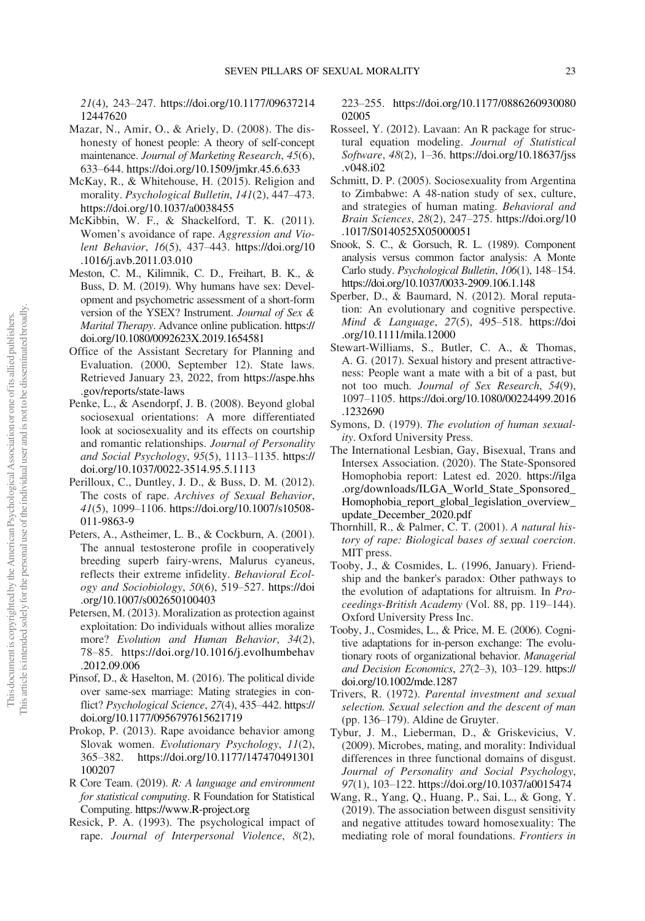*21*(4), 243–247. https://doi.org/10.1177/0963721412447620

Mazar, N., Amir, O., & Ariely, D. (2008). The dishonesty of honest people: A theory of self-concept maintenance. *Journal of Marketing Research*, *45*(6), 633–644. https://doi.org/10.1509/jmkr.45.6.633

McKay, R., & Whitehouse, H. (2015). Religion and morality. *Psychological Bulletin*, *141*(2), 447–473. https://doi.org/10.1037/a0038455

McKibbin, W. F., & Shackelford, T. K. (2011). Women's avoidance of rape. *Aggression and Violent Behavior*, *16*(5), 437–443. https://doi.org/10.1016/j.avb.2011.03.010

Meston, C. M., Kilimnik, C. D., Freihart, B. K., & Buss, D. M. (2019). Why humans have sex: Development and psychometric assessment of a short-form version of the YSEX? Instrument. *Journal of Sex & Marital Therapy*. Advance online publication. https://doi.org/10.1080/0092623X.2019.1654581

Office of the Assistant Secretary for Planning and Evaluation. (2000, September 12). State laws. Retrieved January 23, 2022, from https://aspe.hhs.gov/reports/state-laws

Penke, L., & Asendorpf, J. B. (2008). Beyond global sociosexual orientations: A more differentiated look at sociosexuality and its effects on courtship and romantic relationships. *Journal of Personality and Social Psychology*, *95*(5), 1113–1135. https://doi.org/10.1037/0022-3514.95.5.1113

Perilloux, C., Duntley, J. D., & Buss, D. M. (2012). The costs of rape. *Archives of Sexual Behavior*, *41*(5), 1099–1106. https://doi.org/10.1007/s10508-011-9863-9

Peters, A., Astheimer, L. B., & Cockburn, A. (2001). The annual testosterone profile in cooperatively breeding superb fairy-wrens, Malurus cyaneus, reflects their extreme infidelity. *Behavioral Ecology and Sociobiology*, *50*(6), 519–527. https://doi.org/10.1007/s002650100403

Petersen, M. (2013). Moralization as protection against exploitation: Do individuals without allies moralize more? *Evolution and Human Behavior*, *34*(2), 78–85. https://doi.org/10.1016/j.evolhumbehav.2012.09.006

Pinsof, D., & Haselton, M. (2016). The political divide over same-sex marriage: Mating strategies in conflict? *Psychological Science*, *27*(4), 435–442. https://doi.org/10.1177/0956797615621719

Prokop, P. (2013). Rape avoidance behavior among Slovak women. *Evolutionary Psychology*, *11*(2), 365–382. https://doi.org/10.1177/147470491301100207

R Core Team. (2019). *R: A language and environment for statistical computing*. R Foundation for Statistical Computing. https://www.R-project.org

Resick, P. A. (1993). The psychological impact of rape. *Journal of Interpersonal Violence*, *8*(2), 223–255. https://doi.org/10.1177/088626093008002005

Rosseel, Y. (2012). Lavaan: An R package for structural equation modeling. *Journal of Statistical Software*, *48*(2), 1–36. https://doi.org/10.18637/jss.v048.i02

Schmitt, D. P. (2005). Sociosexuality from Argentina to Zimbabwe: A 48-nation study of sex, culture, and strategies of human mating. *Behavioral and Brain Sciences*, *28*(2), 247–275. https://doi.org/10.1017/S0140525X05000051

Snook, S. C., & Gorsuch, R. L. (1989). Component analysis versus common factor analysis: A Monte Carlo study. *Psychological Bulletin*, *106*(1), 148–154. https://doi.org/10.1037/0033-2909.106.1.148

Sperber, D., & Baumard, N. (2012). Moral reputation: An evolutionary and cognitive perspective. *Mind & Language*, *27*(5), 495–518. https://doi.org/10.1111/mila.12000

Stewart-Williams, S., Butler, C. A., & Thomas, A. G. (2017). Sexual history and present attractiveness: People want a mate with a bit of a past, but not too much. *Journal of Sex Research*, *54*(9), 1097–1105. https://doi.org/10.1080/00224499.2016.1232690

Symons, D. (1979). *The evolution of human sexuality*. Oxford University Press.

The International Lesbian, Gay, Bisexual, Trans and Intersex Association. (2020). The State-Sponsored Homophobia report: Latest ed. 2020. https://ilga.org/downloads/ILGA_World_State_Sponsored_Homophobia_report_global_legislation_overview_update_December_2020.pdf

Thornhill, R., & Palmer, C. T. (2001). *A natural history of rape: Biological bases of sexual coercion*. MIT press.

Tooby, J., & Cosmides, L. (1996, January). Friendship and the banker's paradox: Other pathways to the evolution of adaptations for altruism. In *Proceedings-British Academy* (Vol. 88, pp. 119–144). Oxford University Press Inc.

Tooby, J., Cosmides, L., & Price, M. E. (2006). Cognitive adaptations for in-person exchange: The evolutionary roots of organizational behavior. *Managerial and Decision Economics*, *27*(2–3), 103–129. https://doi.org/10.1002/mde.1287

Trivers, R. (1972). *Parental investment and sexual selection. Sexual selection and the descent of man* (pp. 136–179). Aldine de Gruyter.

Tybur, J. M., Lieberman, D., & Griskevicius, V. (2009). Microbes, mating, and morality: Individual differences in three functional domains of disgust. *Journal of Personality and Social Psychology*, *97*(1), 103–122. https://doi.org/10.1037/a0015474

Wang, R., Yang, Q., Huang, P., Sai, L., & Gong, Y. (2019). The association between disgust sensitivity and negative attitudes toward homosexuality: The mediating role of moral foundations. *Frontiers in*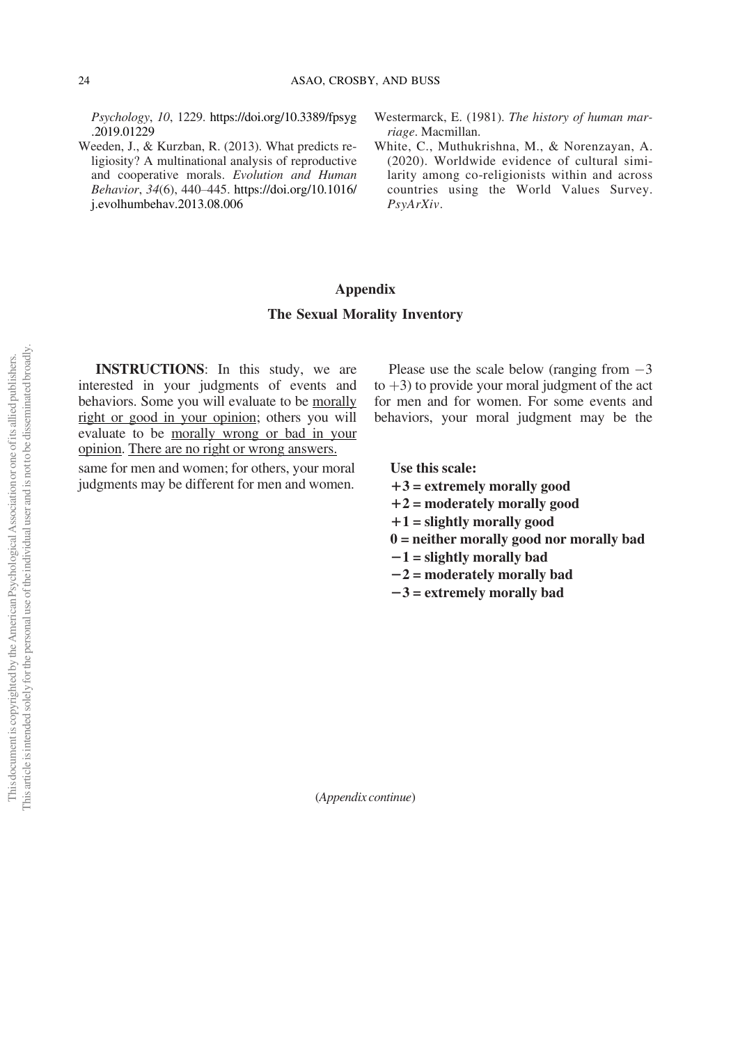*Psychology*, *10*, 1229. https://doi.org/10.3389/fpsyg.2019.01229

Weeden, J., & Kurzban, R. (2013). What predicts religiosity? A multinational analysis of reproductive and cooperative morals. *Evolution and Human Behavior*, *34*(6), 440–445. https://doi.org/10.1016/j.evolhumbehav.2013.08.006

Westermarck, E. (1981). *The history of human marriage*. Macmillan.

White, C., Muthukrishna, M., & Norenzayan, A. (2020). Worldwide evidence of cultural similarity among co-religionists within and across countries using the World Values Survey. *PsyArXiv*.

## Appendix

### The Sexual Morality Inventory

**INSTRUCTIONS**: In this study, we are interested in your judgments of events and behaviors. Some you will evaluate to be morally right or good in your opinion; others you will evaluate to be morally wrong or bad in your opinion. There are no right or wrong answers.

Please use the scale below (ranging from −3 to +3) to provide your moral judgment of the act for men and for women. For some events and behaviors, your moral judgment may be the same for men and women; for others, your moral judgments may be different for men and women.

**Use this scale:**

**+3 = extremely morally good**
**+2 = moderately morally good**
**+1 = slightly morally good**
**0 = neither morally good nor morally bad**
**−1 = slightly morally bad**
**−2 = moderately morally bad**
**−3 = extremely morally bad**

(*Appendix continue*)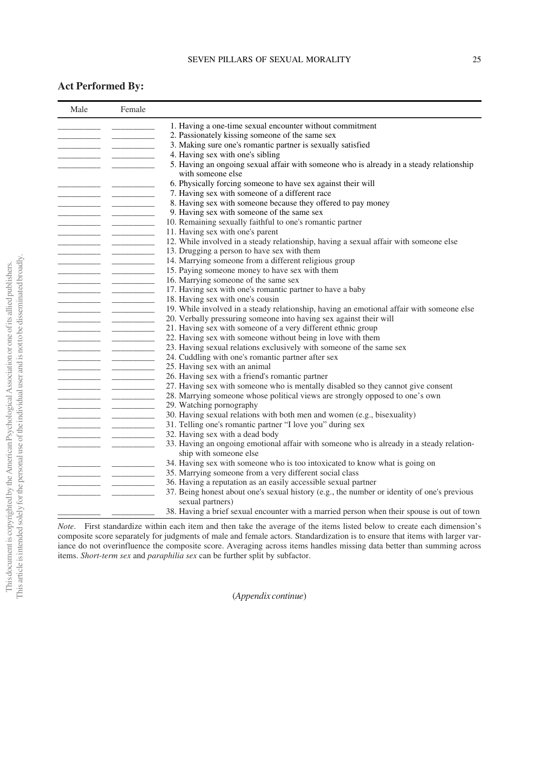### Act Performed By:

| Male | Female | |
|---|---|---|
| __________ | __________ | 1. Having a one-time sexual encounter without commitment |
| __________ | __________ | 2. Passionately kissing someone of the same sex |
| __________ | __________ | 3. Making sure one's romantic partner is sexually satisfied |
| __________ | __________ | 4. Having sex with one's sibling |
| __________ | __________ | 5. Having an ongoing sexual affair with someone who is already in a steady relationship with someone else |
| __________ | __________ | 6. Physically forcing someone to have sex against their will |
| __________ | __________ | 7. Having sex with someone of a different race |
| __________ | __________ | 8. Having sex with someone because they offered to pay money |
| __________ | __________ | 9. Having sex with someone of the same sex |
| __________ | __________ | 10. Remaining sexually faithful to one's romantic partner |
| __________ | __________ | 11. Having sex with one's parent |
| __________ | __________ | 12. While involved in a steady relationship, having a sexual affair with someone else |
| __________ | __________ | 13. Drugging a person to have sex with them |
| __________ | __________ | 14. Marrying someone from a different religious group |
| __________ | __________ | 15. Paying someone money to have sex with them |
| __________ | __________ | 16. Marrying someone of the same sex |
| __________ | __________ | 17. Having sex with one's romantic partner to have a baby |
| __________ | __________ | 18. Having sex with one's cousin |
| __________ | __________ | 19. While involved in a steady relationship, having an emotional affair with someone else |
| __________ | __________ | 20. Verbally pressuring someone into having sex against their will |
| __________ | __________ | 21. Having sex with someone of a very different ethnic group |
| __________ | __________ | 22. Having sex with someone without being in love with them |
| __________ | __________ | 23. Having sexual relations exclusively with someone of the same sex |
| __________ | __________ | 24. Cuddling with one's romantic partner after sex |
| __________ | __________ | 25. Having sex with an animal |
| __________ | __________ | 26. Having sex with a friend's romantic partner |
| __________ | __________ | 27. Having sex with someone who is mentally disabled so they cannot give consent |
| __________ | __________ | 28. Marrying someone whose political views are strongly opposed to one's own |
| __________ | __________ | 29. Watching pornography |
| __________ | __________ | 30. Having sexual relations with both men and women (e.g., bisexuality) |
| __________ | __________ | 31. Telling one's romantic partner "I love you" during sex |
| __________ | __________ | 32. Having sex with a dead body |
| __________ | __________ | 33. Having an ongoing emotional affair with someone who is already in a steady relationship with someone else |
| __________ | __________ | 34. Having sex with someone who is too intoxicated to know what is going on |
| __________ | __________ | 35. Marrying someone from a very different social class |
| __________ | __________ | 36. Having a reputation as an easily accessible sexual partner |
| __________ | __________ | 37. Being honest about one's sexual history (e.g., the number or identity of one's previous sexual partners) |
| __________ | __________ | 38. Having a brief sexual encounter with a married person when their spouse is out of town |

*Note*. First standardize within each item and then take the average of the items listed below to create each dimension's composite score separately for judgments of male and female actors. Standardization is to ensure that items with larger variance do not overinfluence the composite score. Averaging across items handles missing data better than summing across items. *Short-term sex* and *paraphilia sex* can be further split by subfactor.

(*Appendix continue*)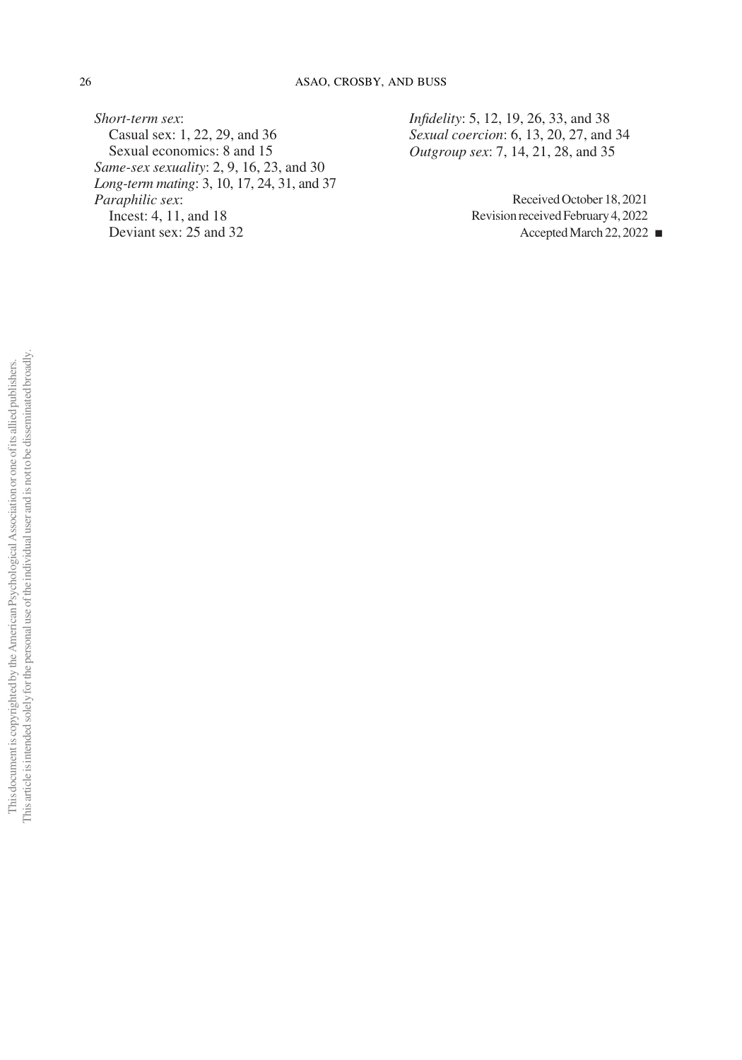*Short-term sex*:
  Casual sex: 1, 22, 29, and 36
  Sexual economics: 8 and 15
*Same-sex sexuality*: 2, 9, 16, 23, and 30
*Long-term mating*: 3, 10, 17, 24, 31, and 37
*Paraphilic sex*:
  Incest: 4, 11, and 18
  Deviant sex: 25 and 32
*Infidelity*: 5, 12, 19, 26, 33, and 38
*Sexual coercion*: 6, 13, 20, 27, and 34
*Outgroup sex*: 7, 14, 21, 28, and 35

Received October 18, 2021
Revision received February 4, 2022
Accepted March 22, 2022 ■